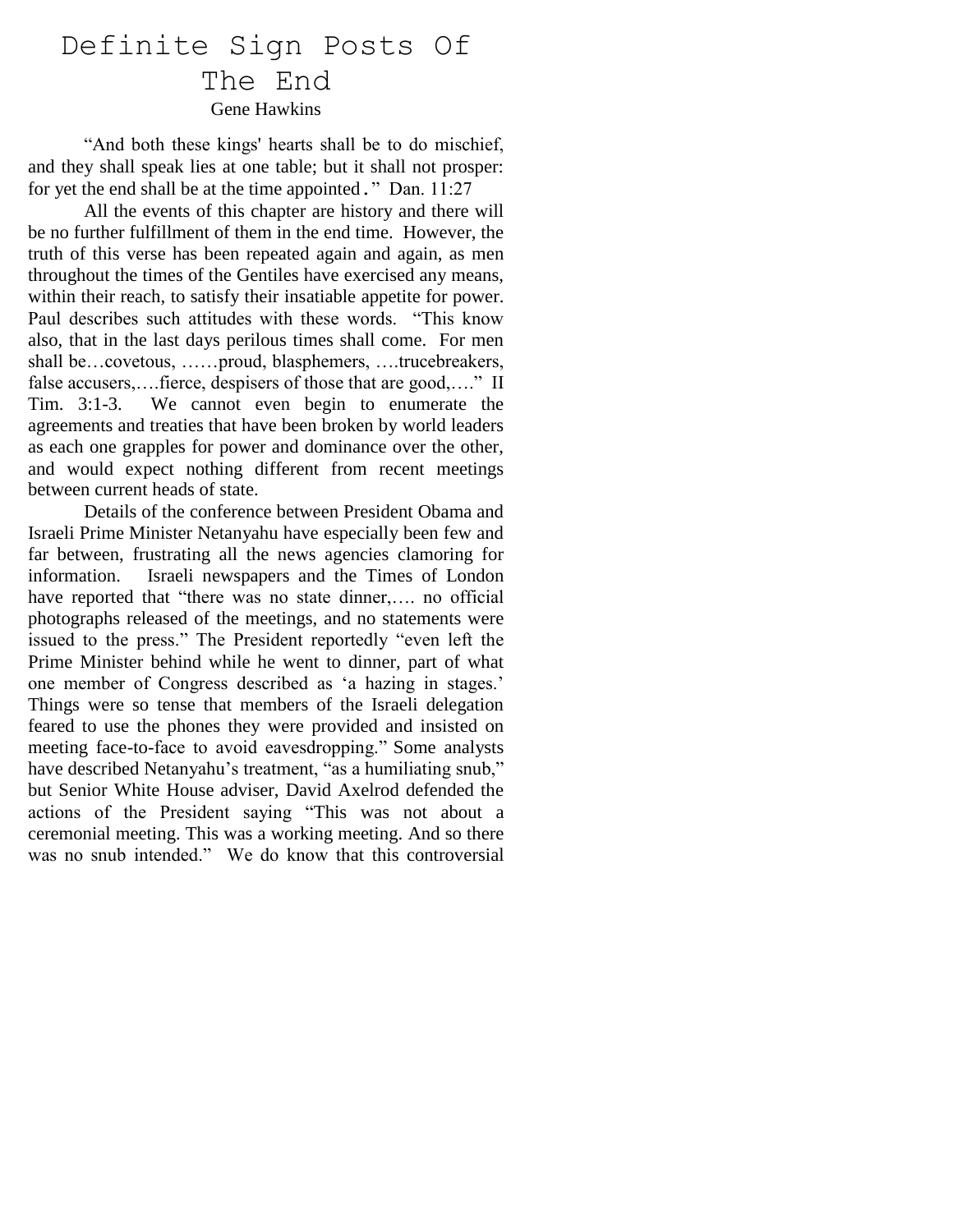# Definite Sign Posts Of The End

Gene Hawkins

"And both these kings' hearts shall be to do mischief, and they shall speak lies at one table; but it shall not prosper: for yet the end shall be at the time appointed." Dan. 11:27

All the events of this chapter are history and there will be no further fulfillment of them in the end time. However, the truth of this verse has been repeated again and again, as men throughout the times of the Gentiles have exercised any means, within their reach, to satisfy their insatiable appetite for power. Paul describes such attitudes with these words. "This know also, that in the last days perilous times shall come. For men shall be…covetous, ……proud, blasphemers, ….trucebreakers, false accusers,….fierce, despisers of those that are good,…." II Tim. 3:1-3. We cannot even begin to enumerate the agreements and treaties that have been broken by world leaders as each one grapples for power and dominance over the other, and would expect nothing different from recent meetings between current heads of state.

Details of the conference between President Obama and Israeli Prime Minister Netanyahu have especially been few and far between, frustrating all the news agencies clamoring for information. Israeli newspapers and the Times of London have reported that "there was no state dinner,…. no official photographs released of the meetings, and no statements were issued to the press." The President reportedly "even left the Prime Minister behind while he went to dinner, part of what one member of Congress described as 'a hazing in stages.' Things were so tense that members of the Israeli delegation feared to use the phones they were provided and insisted on meeting face-to-face to avoid eavesdropping." Some analysts have described Netanyahu's treatment, "as a humiliating snub," but Senior White House adviser, David Axelrod defended the actions of the President saying "This was not about a ceremonial meeting. This was a working meeting. And so there was no snub intended." We do know that this controversial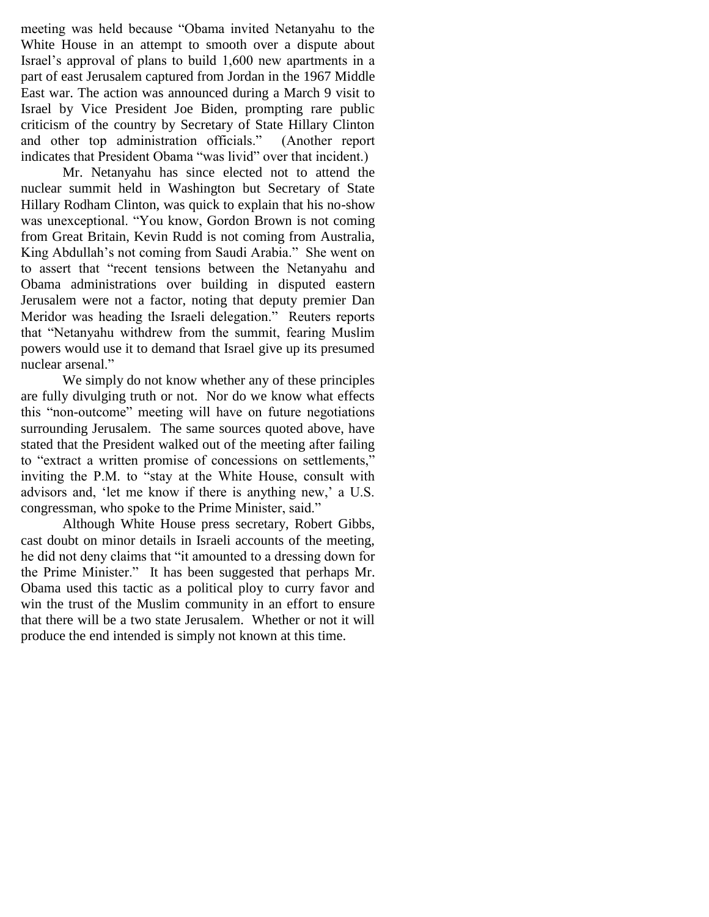meeting was held because "Obama invited Netanyahu to the White House in an attempt to smooth over a dispute about Israel's approval of plans to build 1,600 new apartments in a part of east Jerusalem captured from Jordan in the 1967 Middle East war. The action was announced during a March 9 visit to Israel by Vice President Joe Biden, prompting rare public criticism of the country by Secretary of State Hillary Clinton and other top administration officials." (Another report indicates that President Obama "was livid" over that incident.)

Mr. Netanyahu has since elected not to attend the nuclear summit held in Washington but Secretary of State Hillary Rodham Clinton, was quick to explain that his no-show was unexceptional. "You know, Gordon Brown is not coming from Great Britain, Kevin Rudd is not coming from Australia, King Abdullah's not coming from Saudi Arabia." She went on to assert that "recent tensions between the Netanyahu and Obama administrations over building in disputed eastern Jerusalem were not a factor, noting that deputy premier Dan Meridor was heading the Israeli delegation." Reuters reports that "Netanyahu withdrew from the summit, fearing Muslim powers would use it to demand that Israel give up its presumed nuclear arsenal."

We simply do not know whether any of these principles are fully divulging truth or not. Nor do we know what effects this "non-outcome" meeting will have on future negotiations surrounding Jerusalem. The same sources quoted above, have stated that the President walked out of the meeting after failing to "extract a written promise of concessions on settlements," inviting the P.M. to "stay at the White House, consult with advisors and, 'let me know if there is anything new,' a U.S. congressman, who spoke to the Prime Minister, said."

Although White House press secretary, Robert Gibbs, cast doubt on minor details in Israeli accounts of the meeting, he did not deny claims that "it amounted to a dressing down for the Prime Minister." It has been suggested that perhaps Mr. Obama used this tactic as a political ploy to curry favor and win the trust of the Muslim community in an effort to ensure that there will be a two state Jerusalem. Whether or not it will produce the end intended is simply not known at this time.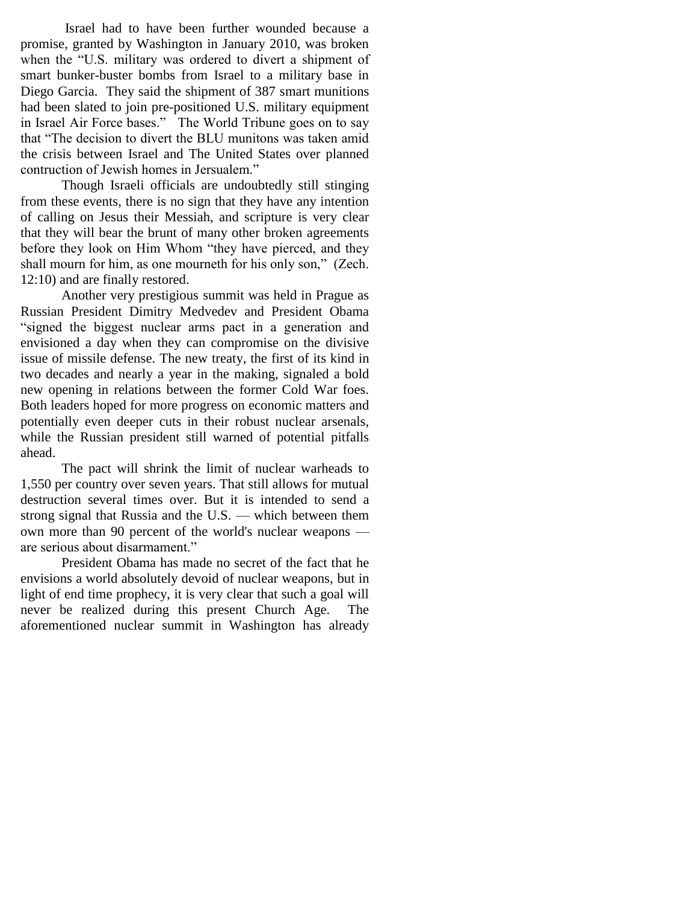Israel had to have been further wounded because a promise, granted by Washington in January 2010, was broken when the "U.S. military was ordered to divert a shipment of smart bunker-buster bombs from Israel to a military base in Diego Garcia. They said the shipment of 387 smart munitions had been slated to join pre-positioned U.S. military equipment in Israel Air Force bases." The World Tribune goes on to say that "The decision to divert the BLU munitons was taken amid the crisis between Israel and The United States over planned contruction of Jewish homes in Jersualem."

Though Israeli officials are undoubtedly still stinging from these events, there is no sign that they have any intention of calling on Jesus their Messiah, and scripture is very clear that they will bear the brunt of many other broken agreements before they look on Him Whom "they have pierced, and they shall mourn for him, as one mourneth for his only son," (Zech. 12:10) and are finally restored.

Another very prestigious summit was held in Prague as Russian President Dimitry Medvedev and President Obama "signed the biggest nuclear arms pact in a generation and envisioned a day when they can compromise on the divisive issue of missile defense. The new treaty, the first of its kind in two decades and nearly a year in the making, signaled a bold new opening in relations between the former Cold War foes. Both leaders hoped for more progress on economic matters and potentially even deeper cuts in their robust nuclear arsenals, while the Russian president still warned of potential pitfalls ahead.

The pact will shrink the limit of nuclear warheads to 1,550 per country over seven years. That still allows for mutual destruction several times over. But it is intended to send a strong signal that Russia and the U.S. — which between them own more than 90 percent of the world's nuclear weapons — are serious about disarmament."

President Obama has made no secret of the fact that he envisions a world absolutely devoid of nuclear weapons, but in light of end time prophecy, it is very clear that such a goal will never be realized during this present Church Age. The aforementioned nuclear summit in Washington has already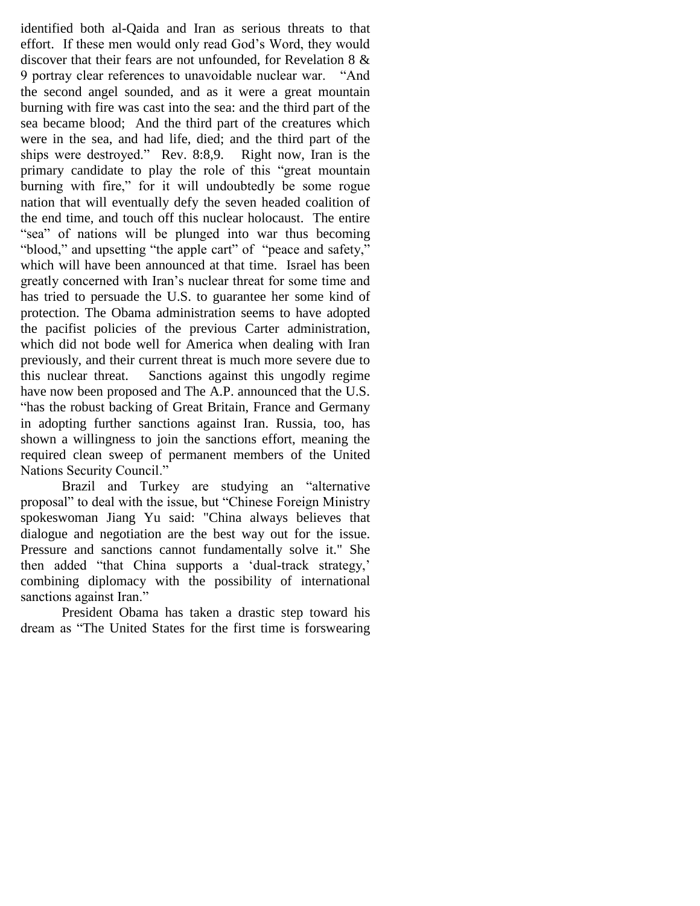identified both al-Qaida and Iran as serious threats to that effort. If these men would only read God's Word, they would discover that their fears are not unfounded, for Revelation 8 & 9 portray clear references to unavoidable nuclear war. "And the second angel sounded, and as it were a great mountain burning with fire was cast into the sea: and the third part of the sea became blood; And the third part of the creatures which were in the sea, and had life, died; and the third part of the ships were destroyed." Rev. 8:8,9. Right now, Iran is the primary candidate to play the role of this "great mountain burning with fire," for it will undoubtedly be some rogue nation that will eventually defy the seven headed coalition of the end time, and touch off this nuclear holocaust. The entire "sea" of nations will be plunged into war thus becoming "blood," and upsetting "the apple cart" of "peace and safety," which will have been announced at that time. Israel has been greatly concerned with Iran's nuclear threat for some time and has tried to persuade the U.S. to guarantee her some kind of protection. The Obama administration seems to have adopted the pacifist policies of the previous Carter administration, which did not bode well for America when dealing with Iran previously, and their current threat is much more severe due to this nuclear threat. Sanctions against this ungodly regime have now been proposed and The A.P. announced that the U.S. "has the robust backing of Great Britain, France and Germany in adopting further sanctions against Iran. Russia, too, has shown a willingness to join the sanctions effort, meaning the required clean sweep of permanent members of the United Nations Security Council."

Brazil and Turkey are studying an "alternative proposal" to deal with the issue, but "Chinese Foreign Ministry spokeswoman Jiang Yu said: "China always believes that dialogue and negotiation are the best way out for the issue. Pressure and sanctions cannot fundamentally solve it." She then added "that China supports a 'dual-track strategy,' combining diplomacy with the possibility of international sanctions against Iran."

President Obama has taken a drastic step toward his dream as "The United States for the first time is forswearing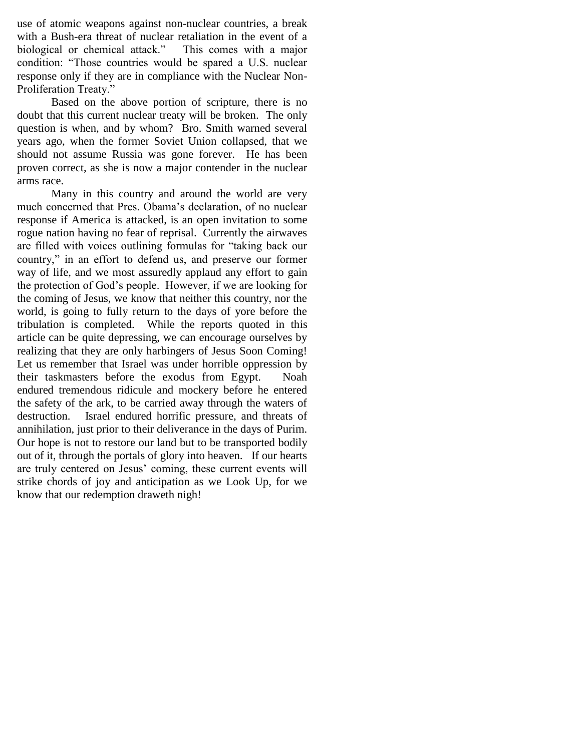use of atomic weapons against non-nuclear countries, a break with a Bush-era threat of nuclear retaliation in the event of a biological or chemical attack." This comes with a major condition: "Those countries would be spared a U.S. nuclear response only if they are in compliance with the Nuclear Non-Proliferation Treaty."

Based on the above portion of scripture, there is no doubt that this current nuclear treaty will be broken. The only question is when, and by whom? Bro. Smith warned several years ago, when the former Soviet Union collapsed, that we should not assume Russia was gone forever. He has been proven correct, as she is now a major contender in the nuclear arms race.

Many in this country and around the world are very much concerned that Pres. Obama's declaration, of no nuclear response if America is attacked, is an open invitation to some rogue nation having no fear of reprisal. Currently the airwaves are filled with voices outlining formulas for "taking back our country," in an effort to defend us, and preserve our former way of life, and we most assuredly applaud any effort to gain the protection of God's people. However, if we are looking for the coming of Jesus, we know that neither this country, nor the world, is going to fully return to the days of yore before the tribulation is completed. While the reports quoted in this article can be quite depressing, we can encourage ourselves by realizing that they are only harbingers of Jesus Soon Coming! Let us remember that Israel was under horrible oppression by their taskmasters before the exodus from Egypt. Noah endured tremendous ridicule and mockery before he entered the safety of the ark, to be carried away through the waters of destruction. Israel endured horrific pressure, and threats of annihilation, just prior to their deliverance in the days of Purim. Our hope is not to restore our land but to be transported bodily out of it, through the portals of glory into heaven. If our hearts are truly centered on Jesus' coming, these current events will strike chords of joy and anticipation as we Look Up, for we know that our redemption draweth nigh!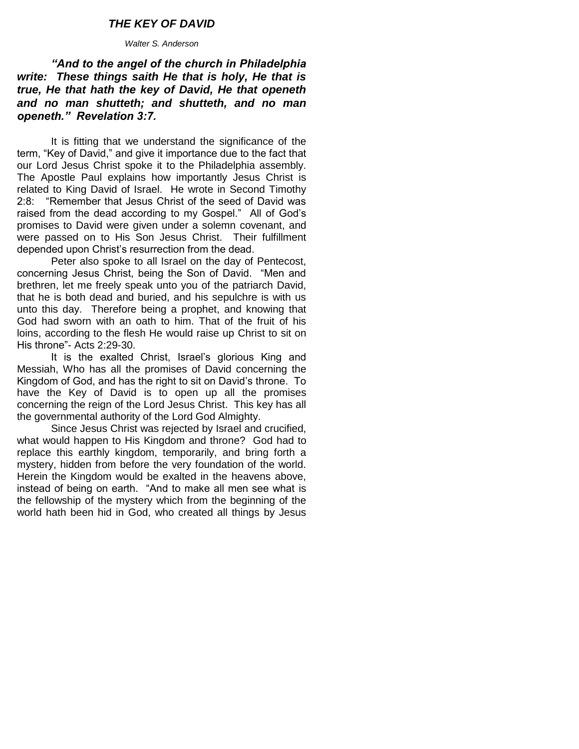## *THE KEY OF DAVID*

*Walter S. Anderson*

***"And to the angel of the church in Philadelphia write: These things saith He that is holy, He that is true, He that hath the key of David, He that openeth and no man shutteth; and shutteth, and no man openeth." Revelation 3:7.***

It is fitting that we understand the significance of the term, "Key of David," and give it importance due to the fact that our Lord Jesus Christ spoke it to the Philadelphia assembly. The Apostle Paul explains how importantly Jesus Christ is related to King David of Israel. He wrote in Second Timothy 2:8: "Remember that Jesus Christ of the seed of David was raised from the dead according to my Gospel." All of God's promises to David were given under a solemn covenant, and were passed on to His Son Jesus Christ. Their fulfillment depended upon Christ's resurrection from the dead.

Peter also spoke to all Israel on the day of Pentecost, concerning Jesus Christ, being the Son of David. "Men and brethren, let me freely speak unto you of the patriarch David, that he is both dead and buried, and his sepulchre is with us unto this day. Therefore being a prophet, and knowing that God had sworn with an oath to him. That of the fruit of his loins, according to the flesh He would raise up Christ to sit on His throne"- Acts 2:29-30.

It is the exalted Christ, Israel's glorious King and Messiah, Who has all the promises of David concerning the Kingdom of God, and has the right to sit on David's throne. To have the Key of David is to open up all the promises concerning the reign of the Lord Jesus Christ. This key has all the governmental authority of the Lord God Almighty.

Since Jesus Christ was rejected by Israel and crucified, what would happen to His Kingdom and throne? God had to replace this earthly kingdom, temporarily, and bring forth a mystery, hidden from before the very foundation of the world. Herein the Kingdom would be exalted in the heavens above, instead of being on earth. "And to make all men see what is the fellowship of the mystery which from the beginning of the world hath been hid in God, who created all things by Jesus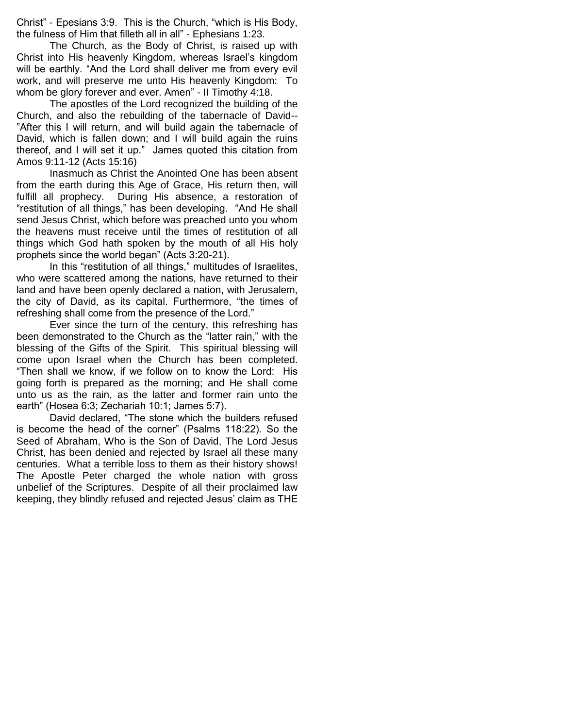Christ" - Epesians 3:9. This is the Church, "which is His Body, the fulness of Him that filleth all in all" - Ephesians 1:23.

The Church, as the Body of Christ, is raised up with Christ into His heavenly Kingdom, whereas Israel's kingdom will be earthly. "And the Lord shall deliver me from every evil work, and will preserve me unto His heavenly Kingdom: To whom be glory forever and ever. Amen" - II Timothy 4:18.

The apostles of the Lord recognized the building of the Church, and also the rebuilding of the tabernacle of David-- "After this I will return, and will build again the tabernacle of David, which is fallen down; and I will build again the ruins thereof, and I will set it up." James quoted this citation from Amos 9:11-12 (Acts 15:16)

Inasmuch as Christ the Anointed One has been absent from the earth during this Age of Grace, His return then, will fulfill all prophecy. During His absence, a restoration of "restitution of all things," has been developing. "And He shall send Jesus Christ, which before was preached unto you whom the heavens must receive until the times of restitution of all things which God hath spoken by the mouth of all His holy prophets since the world began" (Acts 3:20-21).

In this "restitution of all things," multitudes of Israelites, who were scattered among the nations, have returned to their land and have been openly declared a nation, with Jerusalem, the city of David, as its capital. Furthermore, "the times of refreshing shall come from the presence of the Lord."

Ever since the turn of the century, this refreshing has been demonstrated to the Church as the "latter rain," with the blessing of the Gifts of the Spirit. This spiritual blessing will come upon Israel when the Church has been completed. "Then shall we know, if we follow on to know the Lord: His going forth is prepared as the morning; and He shall come unto us as the rain, as the latter and former rain unto the earth" (Hosea 6:3; Zechariah 10:1; James 5:7).

David declared, "The stone which the builders refused is become the head of the corner" (Psalms 118:22). So the Seed of Abraham, Who is the Son of David, The Lord Jesus Christ, has been denied and rejected by Israel all these many centuries. What a terrible loss to them as their history shows! The Apostle Peter charged the whole nation with gross unbelief of the Scriptures. Despite of all their proclaimed law keeping, they blindly refused and rejected Jesus' claim as THE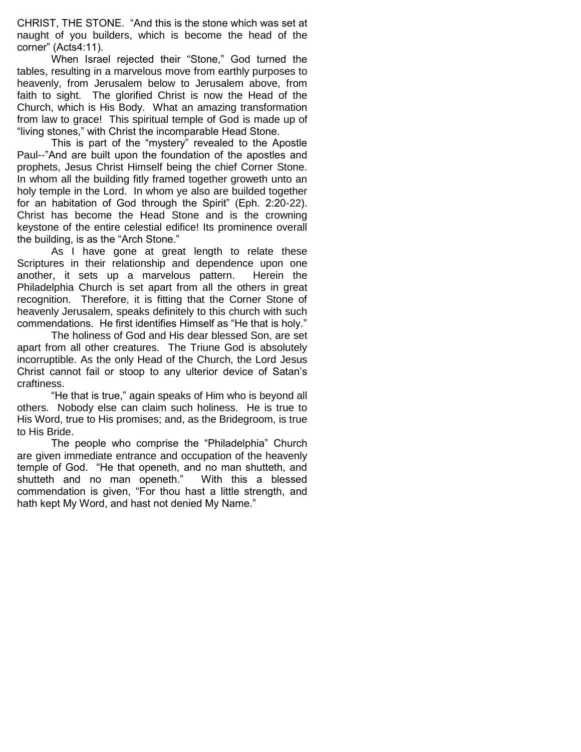CHRIST, THE STONE. "And this is the stone which was set at naught of you builders, which is become the head of the corner" (Acts4:11).

When Israel rejected their "Stone," God turned the tables, resulting in a marvelous move from earthly purposes to heavenly, from Jerusalem below to Jerusalem above, from faith to sight. The glorified Christ is now the Head of the Church, which is His Body. What an amazing transformation from law to grace! This spiritual temple of God is made up of "living stones," with Christ the incomparable Head Stone.

This is part of the "mystery" revealed to the Apostle Paul--"And are built upon the foundation of the apostles and prophets, Jesus Christ Himself being the chief Corner Stone. In whom all the building fitly framed together groweth unto an holy temple in the Lord. In whom ye also are builded together for an habitation of God through the Spirit" (Eph. 2:20-22). Christ has become the Head Stone and is the crowning keystone of the entire celestial edifice! Its prominence overall the building, is as the "Arch Stone."

As I have gone at great length to relate these Scriptures in their relationship and dependence upon one another, it sets up a marvelous pattern. Herein the Philadelphia Church is set apart from all the others in great recognition. Therefore, it is fitting that the Corner Stone of heavenly Jerusalem, speaks definitely to this church with such commendations. He first identifies Himself as "He that is holy."

The holiness of God and His dear blessed Son, are set apart from all other creatures. The Triune God is absolutely incorruptible. As the only Head of the Church, the Lord Jesus Christ cannot fail or stoop to any ulterior device of Satan's craftiness.

"He that is true," again speaks of Him who is beyond all others. Nobody else can claim such holiness. He is true to His Word, true to His promises; and, as the Bridegroom, is true to His Bride.

The people who comprise the "Philadelphia" Church are given immediate entrance and occupation of the heavenly temple of God. "He that openeth, and no man shutteth, and shutteth and no man openeth." With this a blessed commendation is given, "For thou hast a little strength, and hath kept My Word, and hast not denied My Name."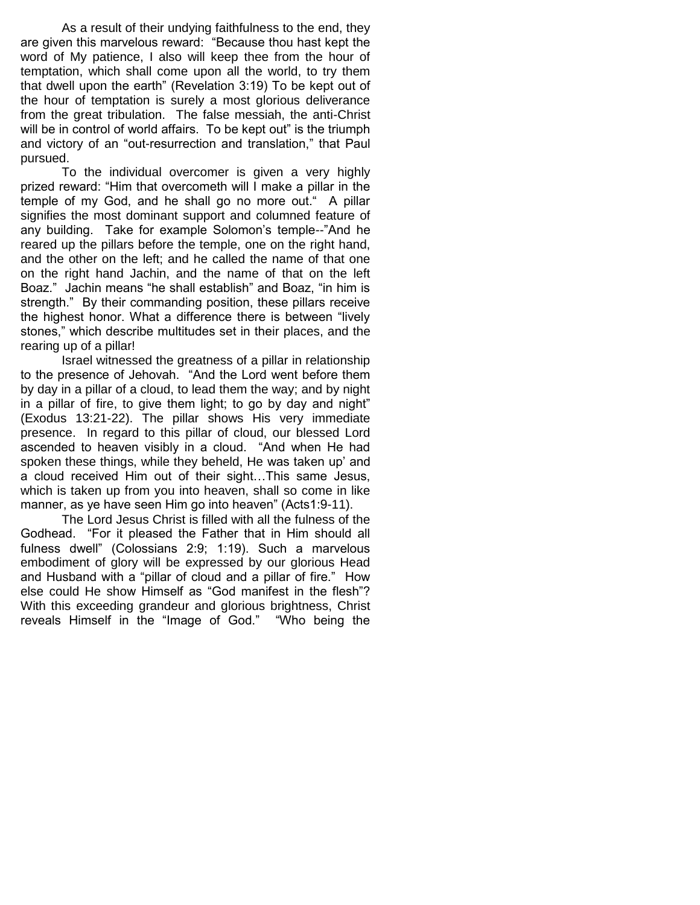As a result of their undying faithfulness to the end, they are given this marvelous reward: "Because thou hast kept the word of My patience, I also will keep thee from the hour of temptation, which shall come upon all the world, to try them that dwell upon the earth" (Revelation 3:19) To be kept out of the hour of temptation is surely a most glorious deliverance from the great tribulation. The false messiah, the anti-Christ will be in control of world affairs. To be kept out" is the triumph and victory of an "out-resurrection and translation," that Paul pursued.

To the individual overcomer is given a very highly prized reward: "Him that overcometh will I make a pillar in the temple of my God, and he shall go no more out." A pillar signifies the most dominant support and columned feature of any building. Take for example Solomon's temple--"And he reared up the pillars before the temple, one on the right hand, and the other on the left; and he called the name of that one on the right hand Jachin, and the name of that on the left Boaz." Jachin means "he shall establish" and Boaz, "in him is strength." By their commanding position, these pillars receive the highest honor. What a difference there is between "lively stones," which describe multitudes set in their places, and the rearing up of a pillar!

Israel witnessed the greatness of a pillar in relationship to the presence of Jehovah. "And the Lord went before them by day in a pillar of a cloud, to lead them the way; and by night in a pillar of fire, to give them light; to go by day and night" (Exodus 13:21-22). The pillar shows His very immediate presence. In regard to this pillar of cloud, our blessed Lord ascended to heaven visibly in a cloud. "And when He had spoken these things, while they beheld, He was taken up' and a cloud received Him out of their sight…This same Jesus, which is taken up from you into heaven, shall so come in like manner, as ye have seen Him go into heaven" (Acts1:9-11).

The Lord Jesus Christ is filled with all the fulness of the Godhead. "For it pleased the Father that in Him should all fulness dwell" (Colossians 2:9; 1:19). Such a marvelous embodiment of glory will be expressed by our glorious Head and Husband with a "pillar of cloud and a pillar of fire." How else could He show Himself as "God manifest in the flesh"? With this exceeding grandeur and glorious brightness, Christ reveals Himself in the "Image of God." "Who being the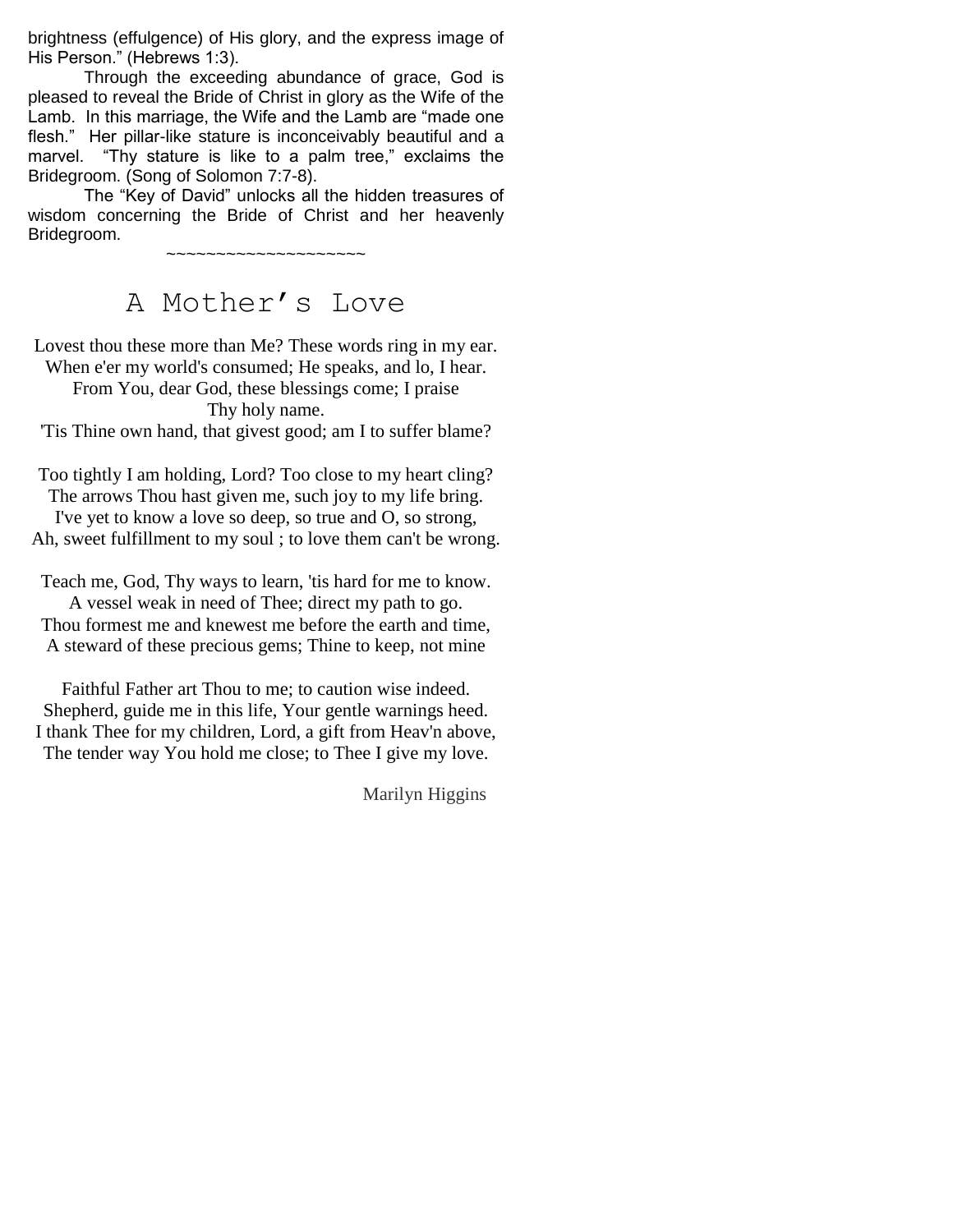brightness (effulgence) of His glory, and the express image of His Person." (Hebrews 1:3).

Through the exceeding abundance of grace, God is pleased to reveal the Bride of Christ in glory as the Wife of the Lamb. In this marriage, the Wife and the Lamb are "made one flesh." Her pillar-like stature is inconceivably beautiful and a marvel. "Thy stature is like to a palm tree," exclaims the Bridegroom. (Song of Solomon 7:7-8).

The "Key of David" unlocks all the hidden treasures of wisdom concerning the Bride of Christ and her heavenly Bridegroom.

~~~~~~~~~~~~~~~~~~~~

## A Mother's Love

Lovest thou these more than Me? These words ring in my ear.
When e'er my world's consumed; He speaks, and lo, I hear.
From You, dear God, these blessings come; I praise Thy holy name.
'Tis Thine own hand, that givest good; am I to suffer blame?

Too tightly I am holding, Lord? Too close to my heart cling?
The arrows Thou hast given me, such joy to my life bring.
I've yet to know a love so deep, so true and O, so strong,
Ah, sweet fulfillment to my soul ; to love them can't be wrong.

Teach me, God, Thy ways to learn, 'tis hard for me to know.
A vessel weak in need of Thee; direct my path to go.
Thou formest me and knewest me before the earth and time,
A steward of these precious gems; Thine to keep, not mine

Faithful Father art Thou to me; to caution wise indeed.
Shepherd, guide me in this life, Your gentle warnings heed.
I thank Thee for my children, Lord, a gift from Heav'n above,
The tender way You hold me close; to Thee I give my love.

Marilyn Higgins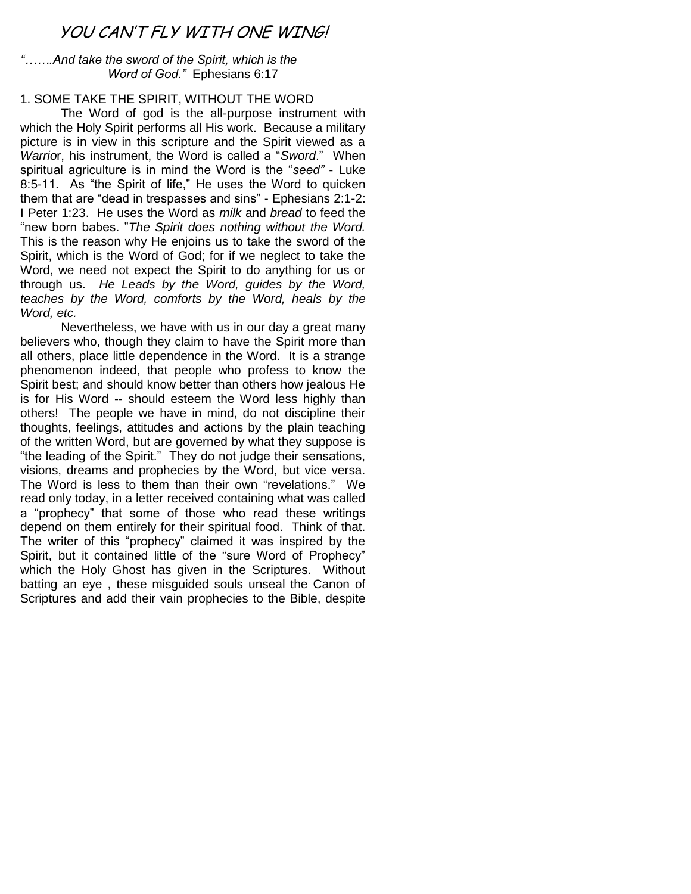# YOU CAN'T FLY WITH ONE WING!

*"…….And take the sword of the Spirit, which is the Word of God."* Ephesians 6:17

## 1. SOME TAKE THE SPIRIT, WITHOUT THE WORD

The Word of god is the all-purpose instrument with which the Holy Spirit performs all His work. Because a military picture is in view in this scripture and the Spirit viewed as a *Warrio*r, his instrument, the Word is called a "*Sword*." When spiritual agriculture is in mind the Word is the "*seed"* - Luke 8:5-11. As "the Spirit of life," He uses the Word to quicken them that are "dead in trespasses and sins" - Ephesians 2:1-2: I Peter 1:23. He uses the Word as *milk* and *bread* to feed the "new born babes. "*The Spirit does nothing without the Word.* This is the reason why He enjoins us to take the sword of the Spirit, which is the Word of God; for if we neglect to take the Word, we need not expect the Spirit to do anything for us or through us. *He Leads by the Word, guides by the Word, teaches by the Word, comforts by the Word, heals by the Word, etc.*

Nevertheless, we have with us in our day a great many believers who, though they claim to have the Spirit more than all others, place little dependence in the Word. It is a strange phenomenon indeed, that people who profess to know the Spirit best; and should know better than others how jealous He is for His Word -- should esteem the Word less highly than others! The people we have in mind, do not discipline their thoughts, feelings, attitudes and actions by the plain teaching of the written Word, but are governed by what they suppose is "the leading of the Spirit." They do not judge their sensations, visions, dreams and prophecies by the Word, but vice versa. The Word is less to them than their own "revelations." We read only today, in a letter received containing what was called a "prophecy" that some of those who read these writings depend on them entirely for their spiritual food. Think of that. The writer of this "prophecy" claimed it was inspired by the Spirit, but it contained little of the "sure Word of Prophecy" which the Holy Ghost has given in the Scriptures. Without batting an eye , these misguided souls unseal the Canon of Scriptures and add their vain prophecies to the Bible, despite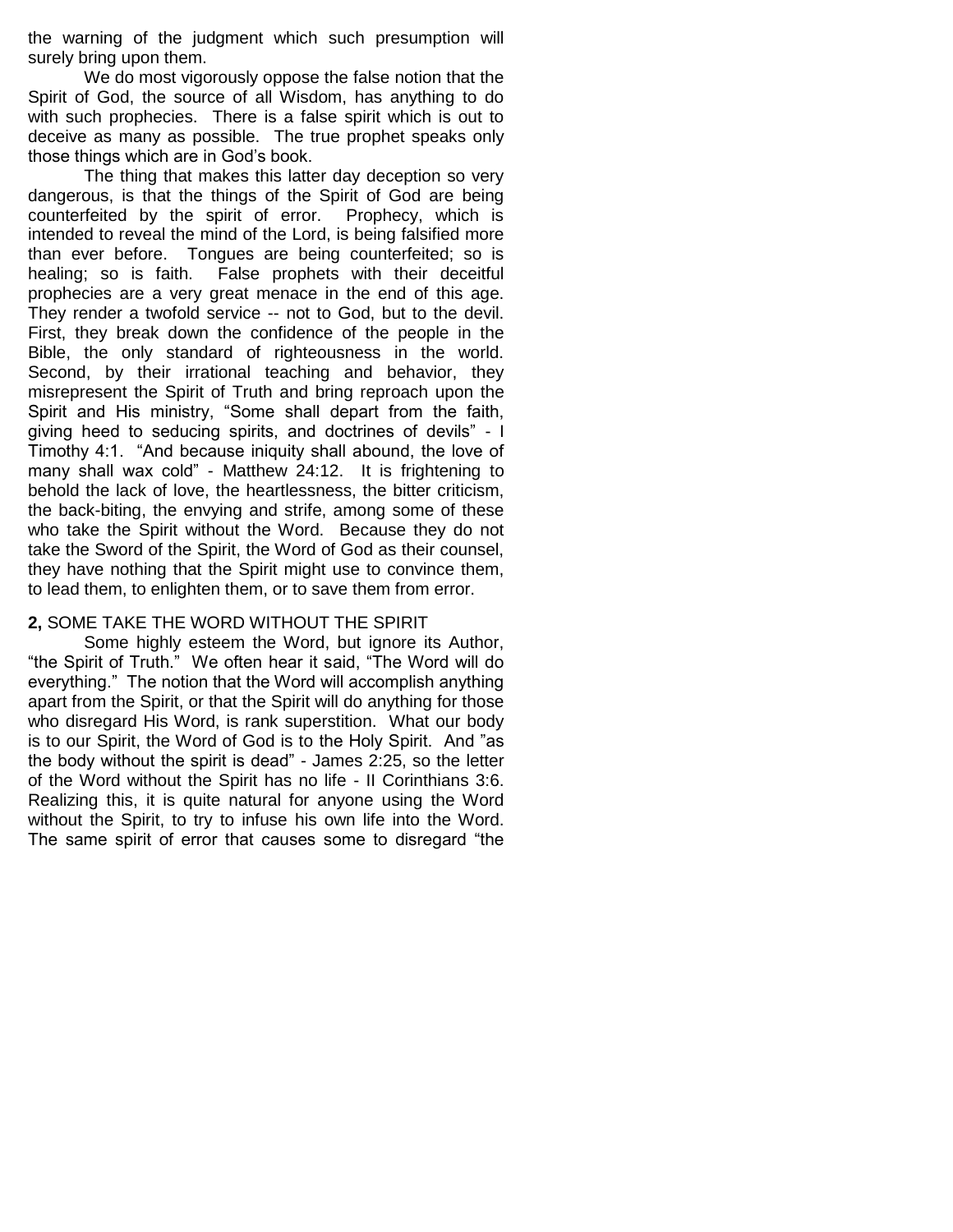the warning of the judgment which such presumption will surely bring upon them.

We do most vigorously oppose the false notion that the Spirit of God, the source of all Wisdom, has anything to do with such prophecies. There is a false spirit which is out to deceive as many as possible. The true prophet speaks only those things which are in God's book.

The thing that makes this latter day deception so very dangerous, is that the things of the Spirit of God are being counterfeited by the spirit of error. Prophecy, which is intended to reveal the mind of the Lord, is being falsified more than ever before. Tongues are being counterfeited; so is healing; so is faith. False prophets with their deceitful prophecies are a very great menace in the end of this age. They render a twofold service -- not to God, but to the devil. First, they break down the confidence of the people in the Bible, the only standard of righteousness in the world. Second, by their irrational teaching and behavior, they misrepresent the Spirit of Truth and bring reproach upon the Spirit and His ministry, "Some shall depart from the faith, giving heed to seducing spirits, and doctrines of devils" - I Timothy 4:1. "And because iniquity shall abound, the love of many shall wax cold" - Matthew 24:12. It is frightening to behold the lack of love, the heartlessness, the bitter criticism, the back-biting, the envying and strife, among some of these who take the Spirit without the Word. Because they do not take the Sword of the Spirit, the Word of God as their counsel, they have nothing that the Spirit might use to convince them, to lead them, to enlighten them, or to save them from error.

**2,** SOME TAKE THE WORD WITHOUT THE SPIRIT

Some highly esteem the Word, but ignore its Author, "the Spirit of Truth." We often hear it said, "The Word will do everything." The notion that the Word will accomplish anything apart from the Spirit, or that the Spirit will do anything for those who disregard His Word, is rank superstition. What our body is to our Spirit, the Word of God is to the Holy Spirit. And "as the body without the spirit is dead" - James 2:25, so the letter of the Word without the Spirit has no life - II Corinthians 3:6. Realizing this, it is quite natural for anyone using the Word without the Spirit, to try to infuse his own life into the Word. The same spirit of error that causes some to disregard "the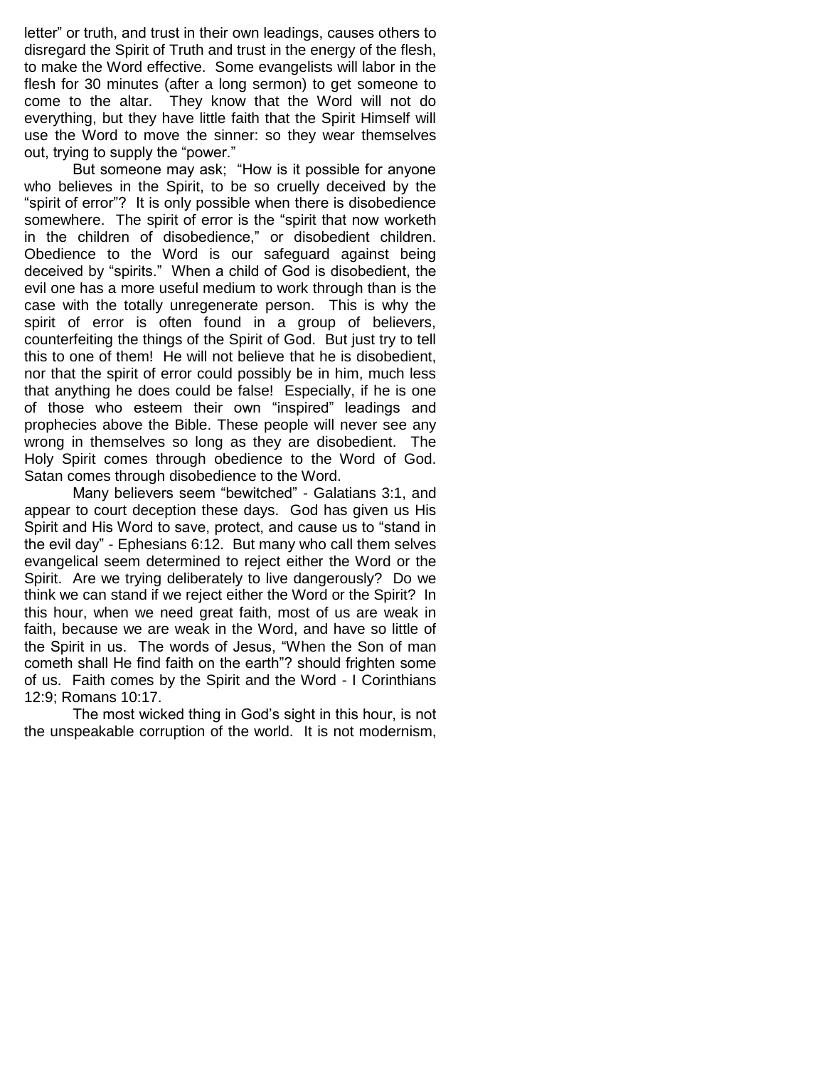letter" or truth, and trust in their own leadings, causes others to disregard the Spirit of Truth and trust in the energy of the flesh, to make the Word effective. Some evangelists will labor in the flesh for 30 minutes (after a long sermon) to get someone to come to the altar. They know that the Word will not do everything, but they have little faith that the Spirit Himself will use the Word to move the sinner: so they wear themselves out, trying to supply the "power."

But someone may ask; "How is it possible for anyone who believes in the Spirit, to be so cruelly deceived by the "spirit of error"? It is only possible when there is disobedience somewhere. The spirit of error is the "spirit that now worketh in the children of disobedience," or disobedient children. Obedience to the Word is our safeguard against being deceived by "spirits." When a child of God is disobedient, the evil one has a more useful medium to work through than is the case with the totally unregenerate person. This is why the spirit of error is often found in a group of believers, counterfeiting the things of the Spirit of God. But just try to tell this to one of them! He will not believe that he is disobedient, nor that the spirit of error could possibly be in him, much less that anything he does could be false! Especially, if he is one of those who esteem their own "inspired" leadings and prophecies above the Bible. These people will never see any wrong in themselves so long as they are disobedient. The Holy Spirit comes through obedience to the Word of God. Satan comes through disobedience to the Word.

Many believers seem "bewitched" - Galatians 3:1, and appear to court deception these days. God has given us His Spirit and His Word to save, protect, and cause us to "stand in the evil day" - Ephesians 6:12. But many who call them selves evangelical seem determined to reject either the Word or the Spirit. Are we trying deliberately to live dangerously? Do we think we can stand if we reject either the Word or the Spirit? In this hour, when we need great faith, most of us are weak in faith, because we are weak in the Word, and have so little of the Spirit in us. The words of Jesus, "When the Son of man cometh shall He find faith on the earth"? should frighten some of us. Faith comes by the Spirit and the Word - I Corinthians 12:9; Romans 10:17.

The most wicked thing in God's sight in this hour, is not the unspeakable corruption of the world. It is not modernism,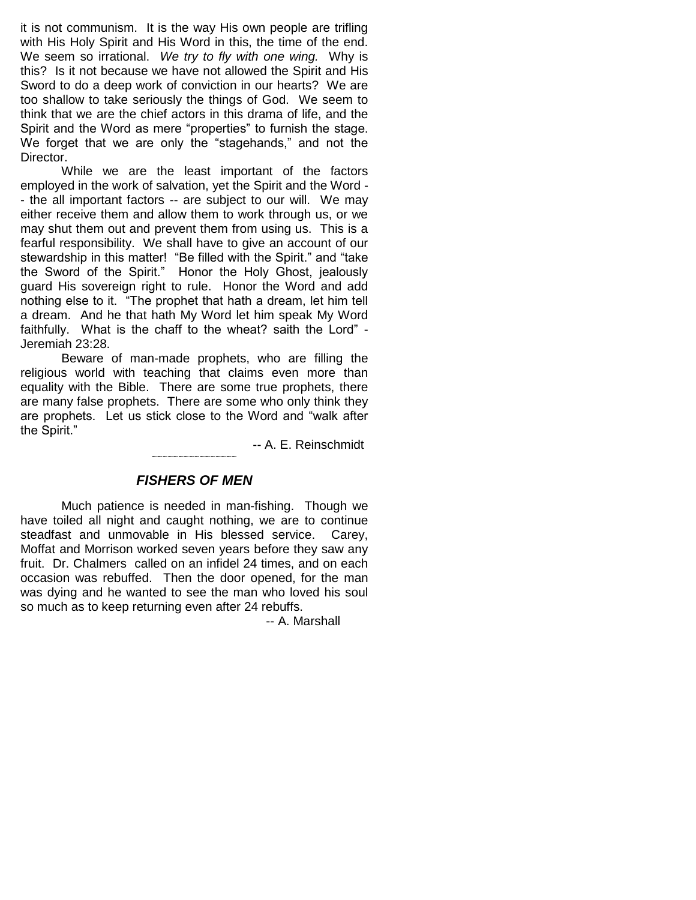it is not communism. It is the way His own people are trifling with His Holy Spirit and His Word in this, the time of the end. We seem so irrational. *We try to fly with one wing.* Why is this? Is it not because we have not allowed the Spirit and His Sword to do a deep work of conviction in our hearts? We are too shallow to take seriously the things of God. We seem to think that we are the chief actors in this drama of life, and the Spirit and the Word as mere "properties" to furnish the stage. We forget that we are only the "stagehands," and not the Director.

While we are the least important of the factors employed in the work of salvation, yet the Spirit and the Word -- the all important factors -- are subject to our will. We may either receive them and allow them to work through us, or we may shut them out and prevent them from using us. This is a fearful responsibility. We shall have to give an account of our stewardship in this matter! "Be filled with the Spirit." and "take the Sword of the Spirit." Honor the Holy Ghost, jealously guard His sovereign right to rule. Honor the Word and add nothing else to it. "The prophet that hath a dream, let him tell a dream. And he that hath My Word let him speak My Word faithfully. What is the chaff to the wheat? saith the Lord" - Jeremiah 23:28.

Beware of man-made prophets, who are filling the religious world with teaching that claims even more than equality with the Bible. There are some true prophets, there are many false prophets. There are some who only think they are prophets. Let us stick close to the Word and "walk after the Spirit."

-- A. E. Reinschmidt

~~~~~~~~~~~~~~~~

## *FISHERS OF MEN*

Much patience is needed in man-fishing. Though we have toiled all night and caught nothing, we are to continue steadfast and unmovable in His blessed service. Carey, Moffat and Morrison worked seven years before they saw any fruit. Dr. Chalmers called on an infidel 24 times, and on each occasion was rebuffed. Then the door opened, for the man was dying and he wanted to see the man who loved his soul so much as to keep returning even after 24 rebuffs.

-- A. Marshall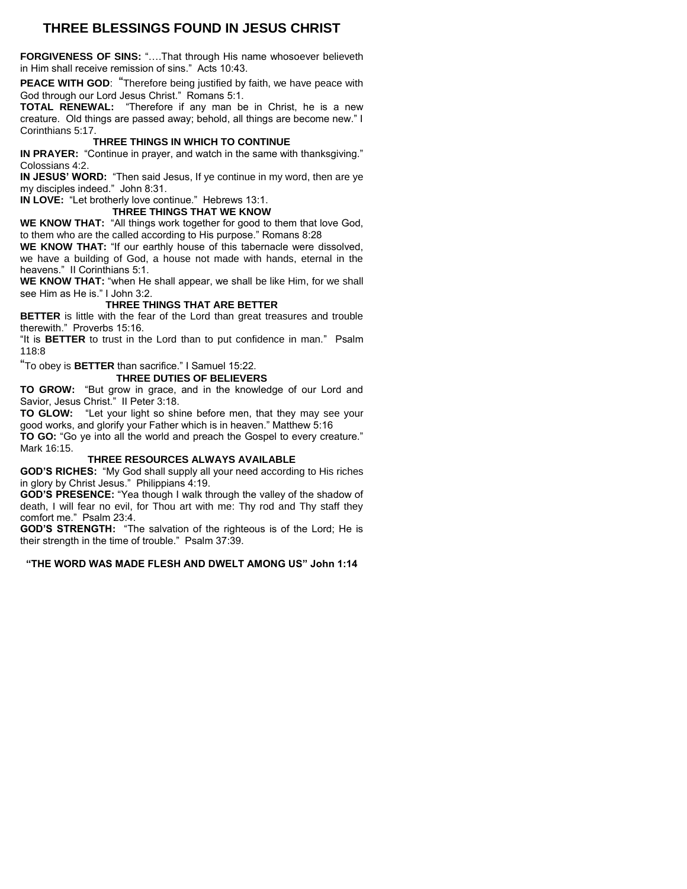# THREE BLESSINGS FOUND IN JESUS CHRIST

**FORGIVENESS OF SINS:** "….That through His name whosoever believeth in Him shall receive remission of sins." Acts 10:43.

**PEACE WITH GOD**: "Therefore being justified by faith, we have peace with God through our Lord Jesus Christ." Romans 5:1.

**TOTAL RENEWAL:** "Therefore if any man be in Christ, he is a new creature. Old things are passed away; behold, all things are become new." I Corinthians 5:17.

### THREE THINGS IN WHICH TO CONTINUE

**IN PRAYER:** "Continue in prayer, and watch in the same with thanksgiving." Colossians 4:2.

**IN JESUS' WORD:** "Then said Jesus, If ye continue in my word, then are ye my disciples indeed." John 8:31.

**IN LOVE:** "Let brotherly love continue." Hebrews 13:1.

### THREE THINGS THAT WE KNOW

**WE KNOW THAT:** "All things work together for good to them that love God, to them who are the called according to His purpose." Romans 8:28

**WE KNOW THAT:** "If our earthly house of this tabernacle were dissolved, we have a building of God, a house not made with hands, eternal in the heavens." II Corinthians 5:1.

**WE KNOW THAT:** "when He shall appear, we shall be like Him, for we shall see Him as He is." I John 3:2.

### THREE THINGS THAT ARE BETTER

**BETTER** is little with the fear of the Lord than great treasures and trouble therewith." Proverbs 15:16.

"It is **BETTER** to trust in the Lord than to put confidence in man." Psalm 118:8

"To obey is **BETTER** than sacrifice." I Samuel 15:22.

### THREE DUTIES OF BELIEVERS

**TO GROW:** "But grow in grace, and in the knowledge of our Lord and Savior, Jesus Christ." II Peter 3:18.

**TO GLOW:** "Let your light so shine before men, that they may see your good works, and glorify your Father which is in heaven." Matthew 5:16

**TO GO:** "Go ye into all the world and preach the Gospel to every creature." Mark 16:15.

### THREE RESOURCES ALWAYS AVAILABLE

**GOD'S RICHES:** "My God shall supply all your need according to His riches in glory by Christ Jesus." Philippians 4:19.

**GOD'S PRESENCE:** "Yea though I walk through the valley of the shadow of death, I will fear no evil, for Thou art with me: Thy rod and Thy staff they comfort me." Psalm 23:4.

**GOD'S STRENGTH:** "The salvation of the righteous is of the Lord; He is their strength in the time of trouble." Psalm 37:39.

**"THE WORD WAS MADE FLESH AND DWELT AMONG US" John 1:14**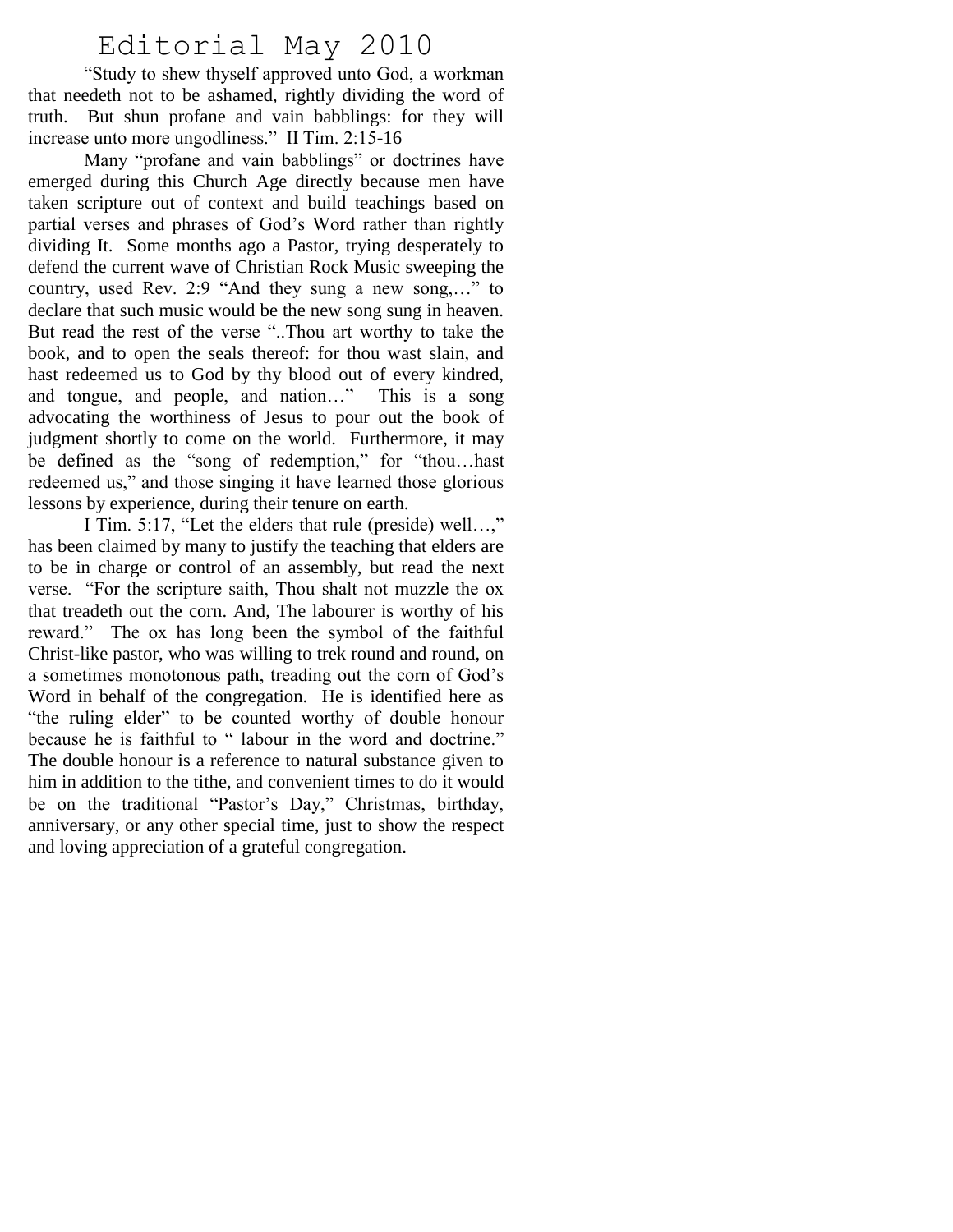# Editorial May 2010

"Study to shew thyself approved unto God, a workman that needeth not to be ashamed, rightly dividing the word of truth. But shun profane and vain babblings: for they will increase unto more ungodliness." II Tim. 2:15-16

Many "profane and vain babblings" or doctrines have emerged during this Church Age directly because men have taken scripture out of context and build teachings based on partial verses and phrases of God's Word rather than rightly dividing It. Some months ago a Pastor, trying desperately to defend the current wave of Christian Rock Music sweeping the country, used Rev. 2:9 "And they sung a new song,…" to declare that such music would be the new song sung in heaven. But read the rest of the verse "..Thou art worthy to take the book, and to open the seals thereof: for thou wast slain, and hast redeemed us to God by thy blood out of every kindred, and tongue, and people, and nation…" This is a song advocating the worthiness of Jesus to pour out the book of judgment shortly to come on the world. Furthermore, it may be defined as the "song of redemption," for "thou…hast redeemed us," and those singing it have learned those glorious lessons by experience, during their tenure on earth.

I Tim. 5:17, "Let the elders that rule (preside) well…," has been claimed by many to justify the teaching that elders are to be in charge or control of an assembly, but read the next verse. "For the scripture saith, Thou shalt not muzzle the ox that treadeth out the corn. And, The labourer is worthy of his reward." The ox has long been the symbol of the faithful Christ-like pastor, who was willing to trek round and round, on a sometimes monotonous path, treading out the corn of God's Word in behalf of the congregation. He is identified here as "the ruling elder" to be counted worthy of double honour because he is faithful to " labour in the word and doctrine." The double honour is a reference to natural substance given to him in addition to the tithe, and convenient times to do it would be on the traditional "Pastor's Day," Christmas, birthday, anniversary, or any other special time, just to show the respect and loving appreciation of a grateful congregation.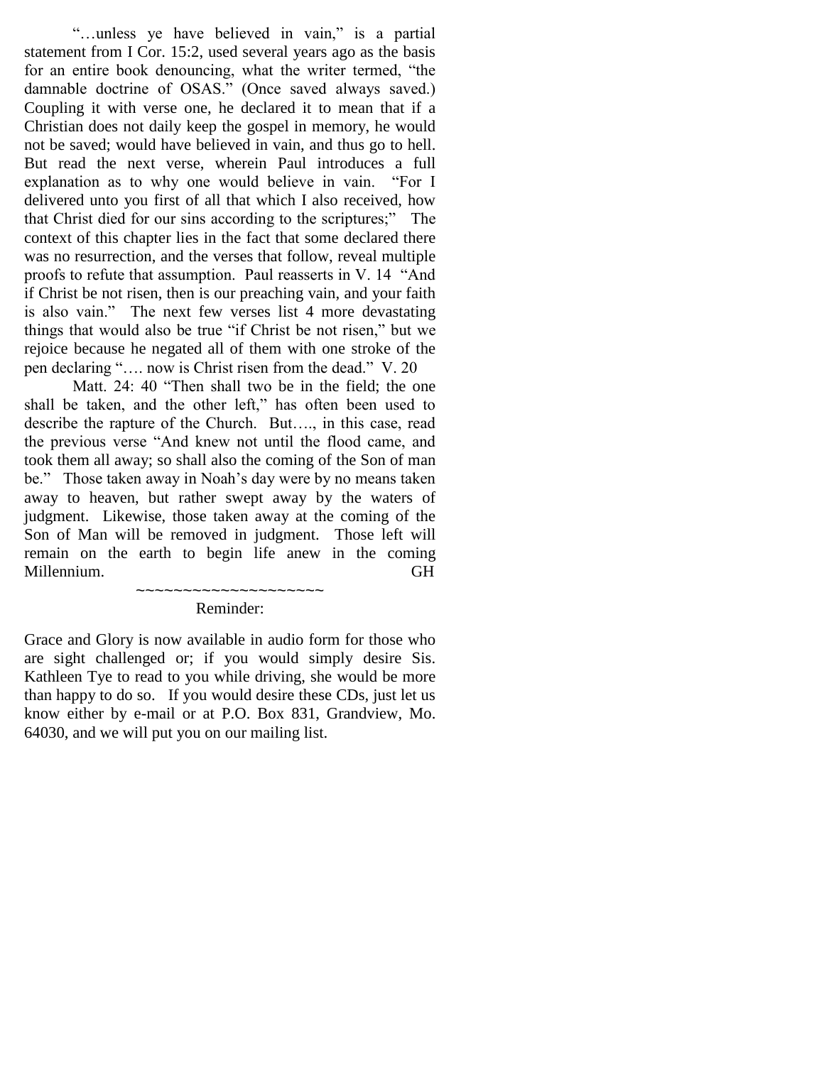"…unless ye have believed in vain," is a partial statement from I Cor. 15:2, used several years ago as the basis for an entire book denouncing, what the writer termed, "the damnable doctrine of OSAS." (Once saved always saved.) Coupling it with verse one, he declared it to mean that if a Christian does not daily keep the gospel in memory, he would not be saved; would have believed in vain, and thus go to hell. But read the next verse, wherein Paul introduces a full explanation as to why one would believe in vain. "For I delivered unto you first of all that which I also received, how that Christ died for our sins according to the scriptures;" The context of this chapter lies in the fact that some declared there was no resurrection, and the verses that follow, reveal multiple proofs to refute that assumption. Paul reasserts in V. 14 "And if Christ be not risen, then is our preaching vain, and your faith is also vain." The next few verses list 4 more devastating things that would also be true "if Christ be not risen," but we rejoice because he negated all of them with one stroke of the pen declaring "…. now is Christ risen from the dead." V. 20

Matt. 24: 40 "Then shall two be in the field; the one shall be taken, and the other left," has often been used to describe the rapture of the Church. But…., in this case, read the previous verse "And knew not until the flood came, and took them all away; so shall also the coming of the Son of man be." Those taken away in Noah's day were by no means taken away to heaven, but rather swept away by the waters of judgment. Likewise, those taken away at the coming of the Son of Man will be removed in judgment. Those left will remain on the earth to begin life anew in the coming Millennium. GH

~~~~~~~~~~~~~~~~~~~~

Reminder:

Grace and Glory is now available in audio form for those who are sight challenged or; if you would simply desire Sis. Kathleen Tye to read to you while driving, she would be more than happy to do so. If you would desire these CDs, just let us know either by e-mail or at P.O. Box 831, Grandview, Mo. 64030, and we will put you on our mailing list.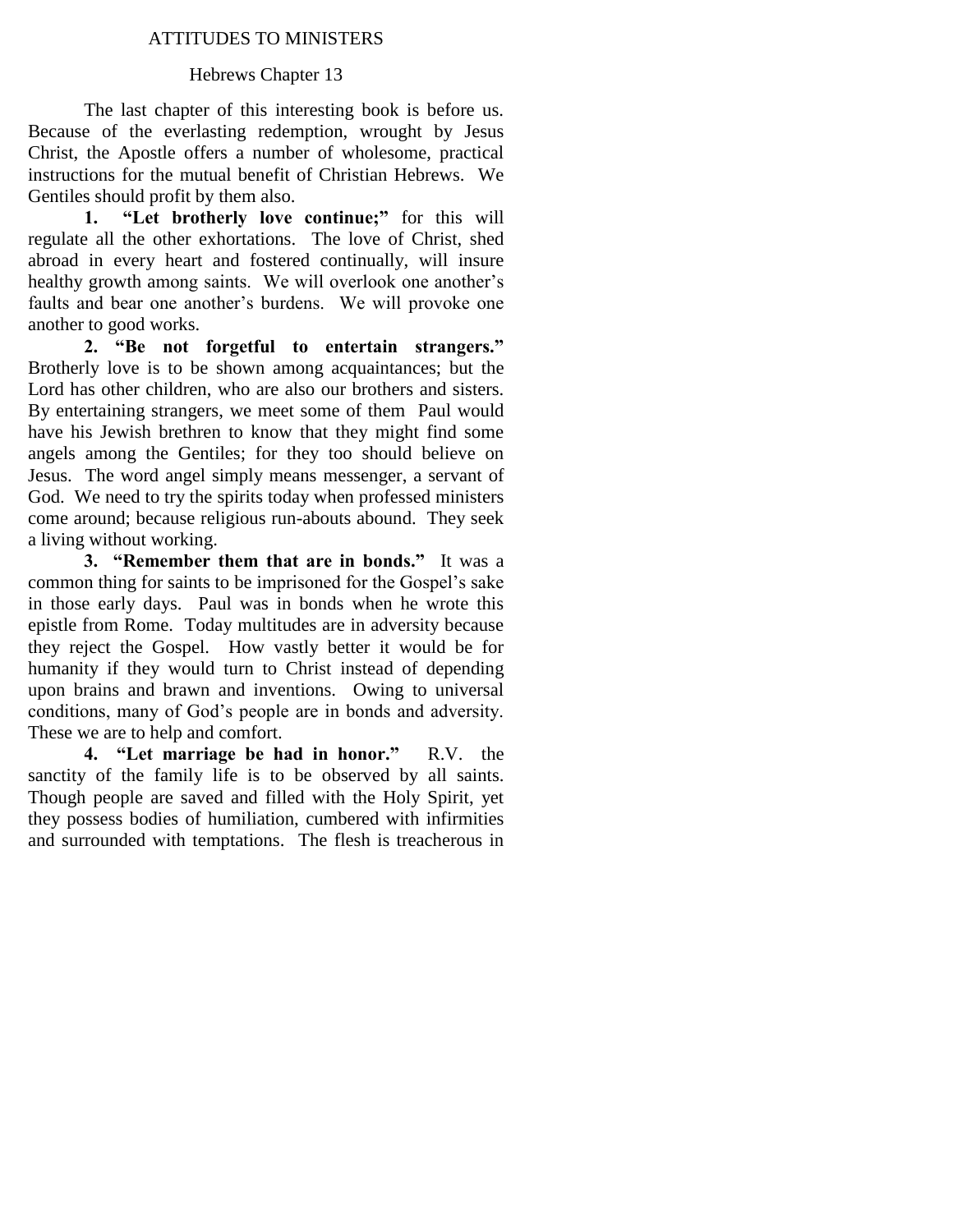# ATTITUDES TO MINISTERS

## Hebrews Chapter 13

The last chapter of this interesting book is before us. Because of the everlasting redemption, wrought by Jesus Christ, the Apostle offers a number of wholesome, practical instructions for the mutual benefit of Christian Hebrews. We Gentiles should profit by them also.

**1. "Let brotherly love continue;"** for this will regulate all the other exhortations. The love of Christ, shed abroad in every heart and fostered continually, will insure healthy growth among saints. We will overlook one another's faults and bear one another's burdens. We will provoke one another to good works.

**2. "Be not forgetful to entertain strangers."** Brotherly love is to be shown among acquaintances; but the Lord has other children, who are also our brothers and sisters. By entertaining strangers, we meet some of them Paul would have his Jewish brethren to know that they might find some angels among the Gentiles; for they too should believe on Jesus. The word angel simply means messenger, a servant of God. We need to try the spirits today when professed ministers come around; because religious run-abouts abound. They seek a living without working.

**3. "Remember them that are in bonds."** It was a common thing for saints to be imprisoned for the Gospel's sake in those early days. Paul was in bonds when he wrote this epistle from Rome. Today multitudes are in adversity because they reject the Gospel. How vastly better it would be for humanity if they would turn to Christ instead of depending upon brains and brawn and inventions. Owing to universal conditions, many of God's people are in bonds and adversity. These we are to help and comfort.

**4. "Let marriage be had in honor."** R.V. the sanctity of the family life is to be observed by all saints. Though people are saved and filled with the Holy Spirit, yet they possess bodies of humiliation, cumbered with infirmities and surrounded with temptations. The flesh is treacherous in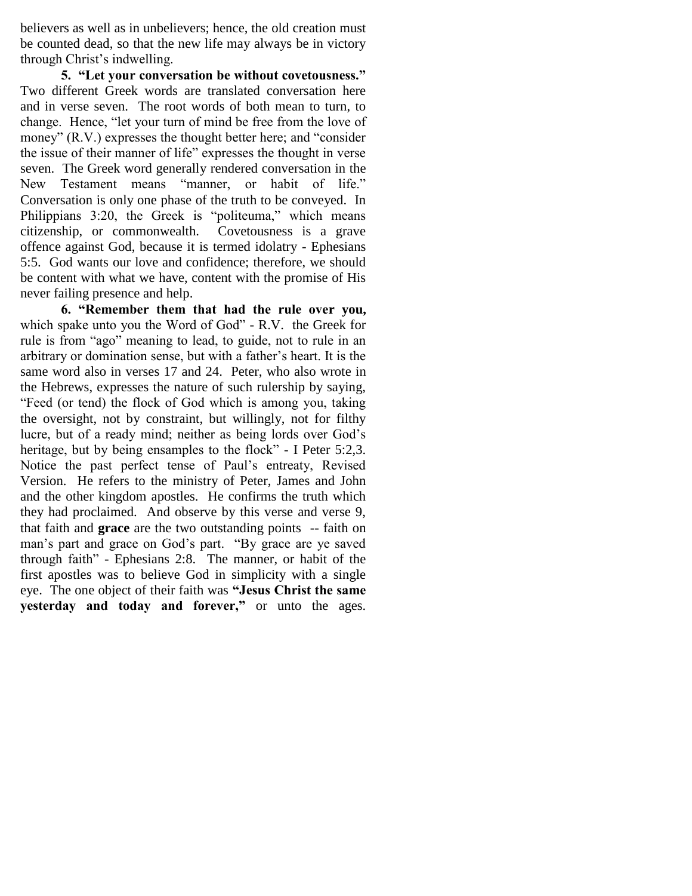believers as well as in unbelievers; hence, the old creation must be counted dead, so that the new life may always be in victory through Christ's indwelling.

**5. "Let your conversation be without covetousness."** Two different Greek words are translated conversation here and in verse seven. The root words of both mean to turn, to change. Hence, "let your turn of mind be free from the love of money" (R.V.) expresses the thought better here; and "consider the issue of their manner of life" expresses the thought in verse seven. The Greek word generally rendered conversation in the New Testament means "manner, or habit of life." Conversation is only one phase of the truth to be conveyed. In Philippians 3:20, the Greek is "politeuma," which means citizenship, or commonwealth. Covetousness is a grave offence against God, because it is termed idolatry - Ephesians 5:5. God wants our love and confidence; therefore, we should be content with what we have, content with the promise of His never failing presence and help.

**6. "Remember them that had the rule over you,** which spake unto you the Word of God" - R.V. the Greek for rule is from "ago" meaning to lead, to guide, not to rule in an arbitrary or domination sense, but with a father's heart. It is the same word also in verses 17 and 24. Peter, who also wrote in the Hebrews, expresses the nature of such rulership by saying, "Feed (or tend) the flock of God which is among you, taking the oversight, not by constraint, but willingly, not for filthy lucre, but of a ready mind; neither as being lords over God's heritage, but by being ensamples to the flock" - I Peter 5:2,3. Notice the past perfect tense of Paul's entreaty, Revised Version. He refers to the ministry of Peter, James and John and the other kingdom apostles. He confirms the truth which they had proclaimed. And observe by this verse and verse 9, that faith and **grace** are the two outstanding points -- faith on man's part and grace on God's part. "By grace are ye saved through faith" - Ephesians 2:8. The manner, or habit of the first apostles was to believe God in simplicity with a single eye. The one object of their faith was **"Jesus Christ the same yesterday and today and forever,"** or unto the ages.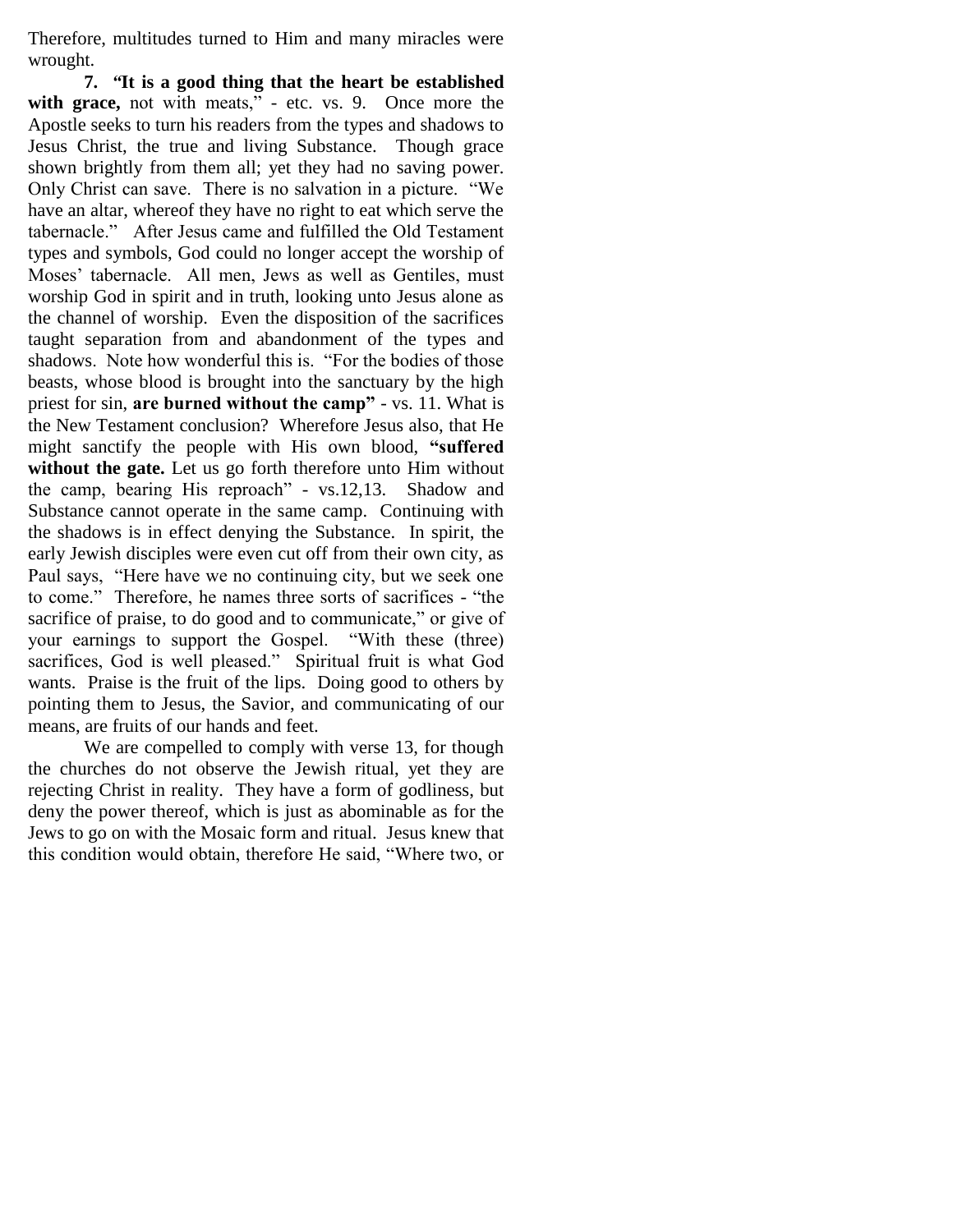Therefore, multitudes turned to Him and many miracles were wrought.

**7. "It is a good thing that the heart be established with grace,** not with meats," - etc. vs. 9. Once more the Apostle seeks to turn his readers from the types and shadows to Jesus Christ, the true and living Substance. Though grace shown brightly from them all; yet they had no saving power. Only Christ can save. There is no salvation in a picture. "We have an altar, whereof they have no right to eat which serve the tabernacle." After Jesus came and fulfilled the Old Testament types and symbols, God could no longer accept the worship of Moses' tabernacle. All men, Jews as well as Gentiles, must worship God in spirit and in truth, looking unto Jesus alone as the channel of worship. Even the disposition of the sacrifices taught separation from and abandonment of the types and shadows. Note how wonderful this is. "For the bodies of those beasts, whose blood is brought into the sanctuary by the high priest for sin, **are burned without the camp"** - vs. 11. What is the New Testament conclusion? Wherefore Jesus also, that He might sanctify the people with His own blood, **"suffered without the gate.** Let us go forth therefore unto Him without the camp, bearing His reproach" - vs.12,13. Shadow and Substance cannot operate in the same camp. Continuing with the shadows is in effect denying the Substance. In spirit, the early Jewish disciples were even cut off from their own city, as Paul says, "Here have we no continuing city, but we seek one to come." Therefore, he names three sorts of sacrifices - "the sacrifice of praise, to do good and to communicate," or give of your earnings to support the Gospel. "With these (three) sacrifices, God is well pleased." Spiritual fruit is what God wants. Praise is the fruit of the lips. Doing good to others by pointing them to Jesus, the Savior, and communicating of our means, are fruits of our hands and feet.

We are compelled to comply with verse 13, for though the churches do not observe the Jewish ritual, yet they are rejecting Christ in reality. They have a form of godliness, but deny the power thereof, which is just as abominable as for the Jews to go on with the Mosaic form and ritual. Jesus knew that this condition would obtain, therefore He said, "Where two, or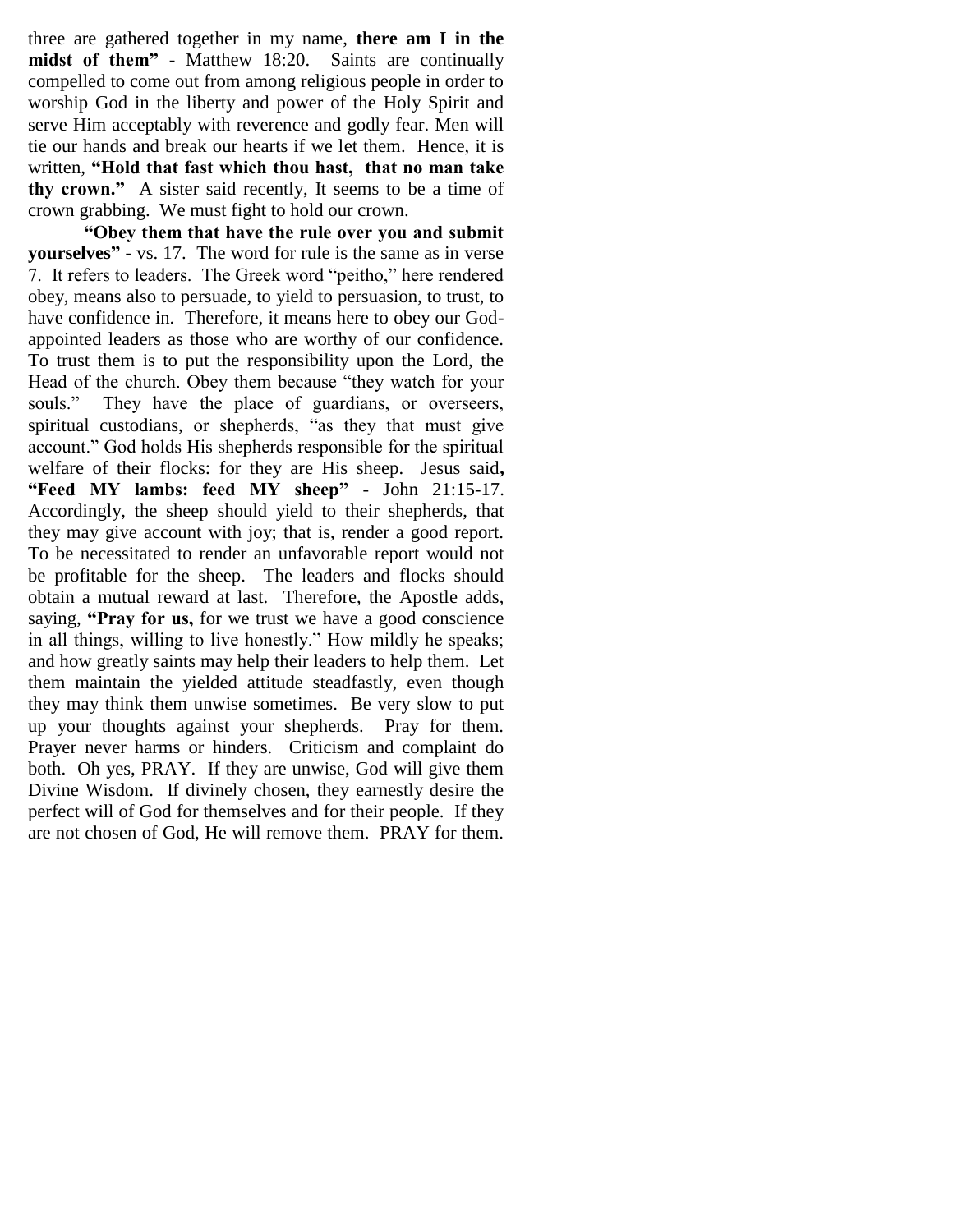three are gathered together in my name, **there am I in the midst of them"** - Matthew 18:20. Saints are continually compelled to come out from among religious people in order to worship God in the liberty and power of the Holy Spirit and serve Him acceptably with reverence and godly fear. Men will tie our hands and break our hearts if we let them. Hence, it is written, **"Hold that fast which thou hast, that no man take thy crown."** A sister said recently, It seems to be a time of crown grabbing. We must fight to hold our crown.

**"Obey them that have the rule over you and submit yourselves"** - vs. 17. The word for rule is the same as in verse 7. It refers to leaders. The Greek word "peitho," here rendered obey, means also to persuade, to yield to persuasion, to trust, to have confidence in. Therefore, it means here to obey our God-appointed leaders as those who are worthy of our confidence. To trust them is to put the responsibility upon the Lord, the Head of the church. Obey them because "they watch for your souls." They have the place of guardians, or overseers, spiritual custodians, or shepherds, "as they that must give account." God holds His shepherds responsible for the spiritual welfare of their flocks: for they are His sheep. Jesus said**, "Feed MY lambs: feed MY sheep"** - John 21:15-17. Accordingly, the sheep should yield to their shepherds, that they may give account with joy; that is, render a good report. To be necessitated to render an unfavorable report would not be profitable for the sheep. The leaders and flocks should obtain a mutual reward at last. Therefore, the Apostle adds, saying, **"Pray for us,** for we trust we have a good conscience in all things, willing to live honestly." How mildly he speaks; and how greatly saints may help their leaders to help them. Let them maintain the yielded attitude steadfastly, even though they may think them unwise sometimes. Be very slow to put up your thoughts against your shepherds. Pray for them. Prayer never harms or hinders. Criticism and complaint do both. Oh yes, PRAY. If they are unwise, God will give them Divine Wisdom. If divinely chosen, they earnestly desire the perfect will of God for themselves and for their people. If they are not chosen of God, He will remove them. PRAY for them.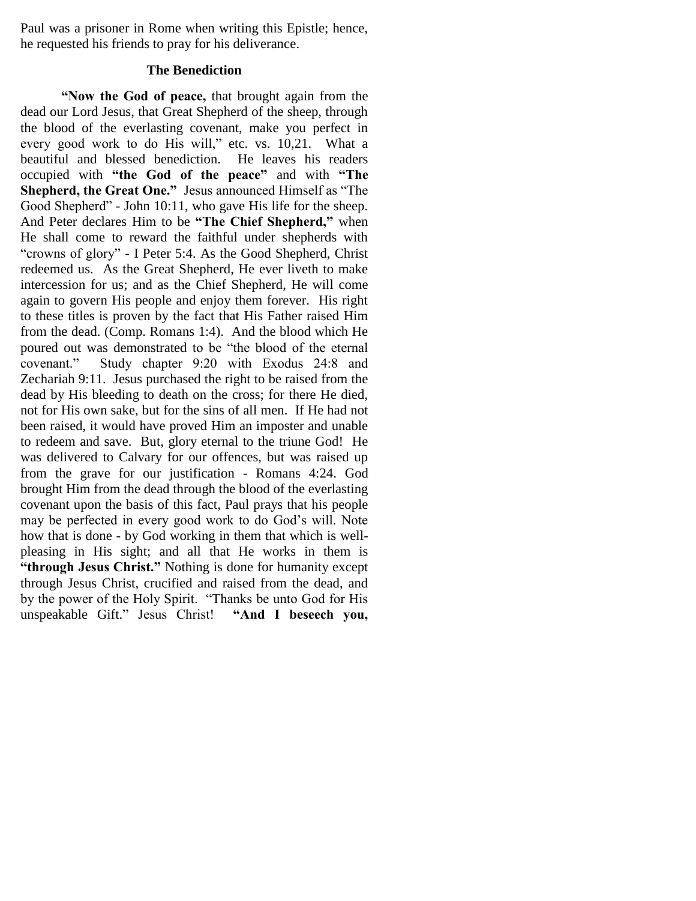Paul was a prisoner in Rome when writing this Epistle; hence, he requested his friends to pray for his deliverance.

### The Benediction

**"Now the God of peace,** that brought again from the dead our Lord Jesus, that Great Shepherd of the sheep, through the blood of the everlasting covenant, make you perfect in every good work to do His will," etc. vs. 10,21. What a beautiful and blessed benediction. He leaves his readers occupied with **"the God of the peace"** and with **"The Shepherd, the Great One."** Jesus announced Himself as "The Good Shepherd" - John 10:11, who gave His life for the sheep. And Peter declares Him to be **"The Chief Shepherd,"** when He shall come to reward the faithful under shepherds with "crowns of glory" - I Peter 5:4. As the Good Shepherd, Christ redeemed us. As the Great Shepherd, He ever liveth to make intercession for us; and as the Chief Shepherd, He will come again to govern His people and enjoy them forever. His right to these titles is proven by the fact that His Father raised Him from the dead. (Comp. Romans 1:4). And the blood which He poured out was demonstrated to be "the blood of the eternal covenant." Study chapter 9:20 with Exodus 24:8 and Zechariah 9:11. Jesus purchased the right to be raised from the dead by His bleeding to death on the cross; for there He died, not for His own sake, but for the sins of all men. If He had not been raised, it would have proved Him an imposter and unable to redeem and save. But, glory eternal to the triune God! He was delivered to Calvary for our offences, but was raised up from the grave for our justification - Romans 4:24. God brought Him from the dead through the blood of the everlasting covenant upon the basis of this fact, Paul prays that his people may be perfected in every good work to do God's will. Note how that is done - by God working in them that which is well-pleasing in His sight; and all that He works in them is **"through Jesus Christ."** Nothing is done for humanity except through Jesus Christ, crucified and raised from the dead, and by the power of the Holy Spirit. "Thanks be unto God for His unspeakable Gift." Jesus Christ! **"And I beseech you,**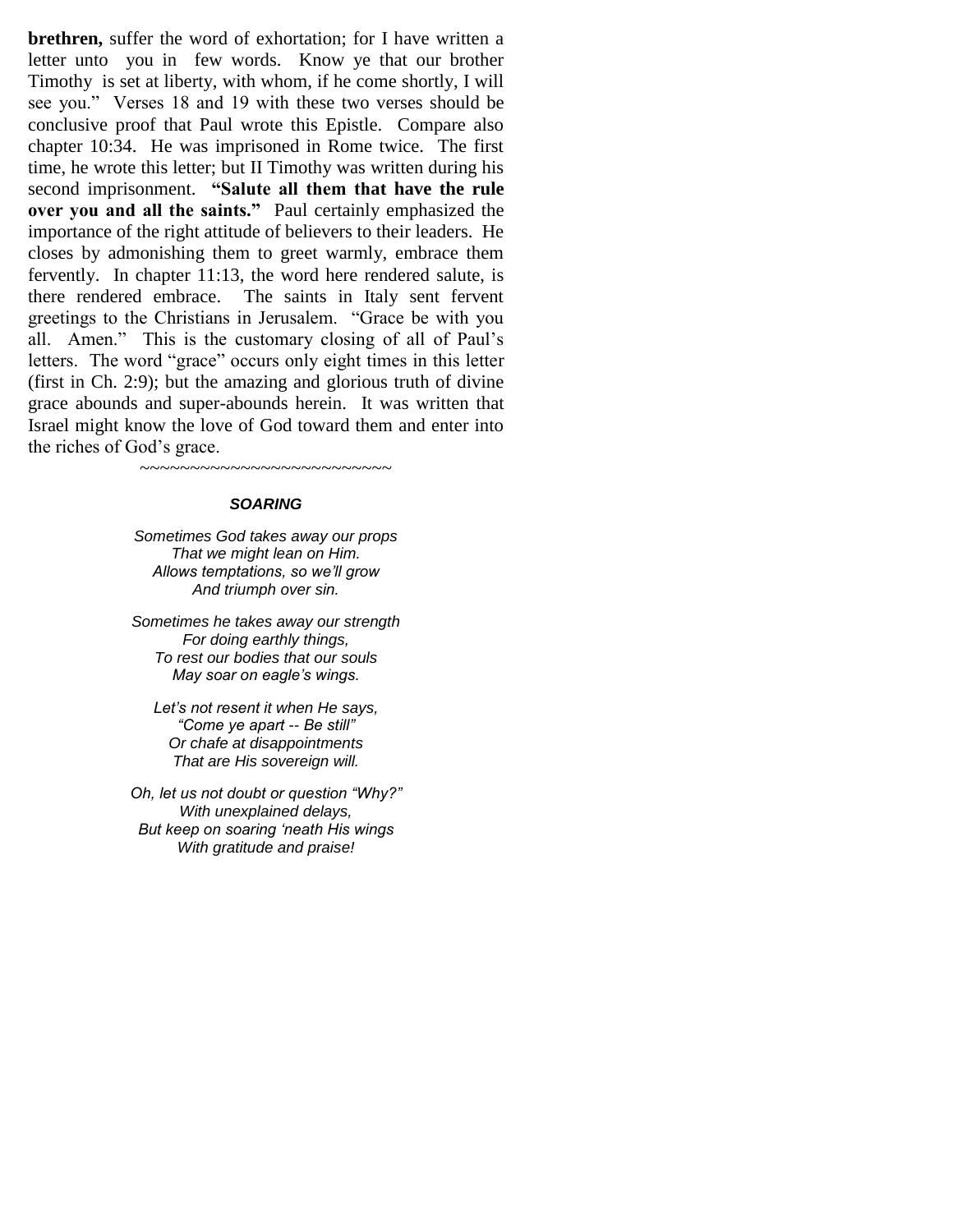**brethren,** suffer the word of exhortation; for I have written a letter unto you in few words. Know ye that our brother Timothy is set at liberty, with whom, if he come shortly, I will see you." Verses 18 and 19 with these two verses should be conclusive proof that Paul wrote this Epistle. Compare also chapter 10:34. He was imprisoned in Rome twice. The first time, he wrote this letter; but II Timothy was written during his second imprisonment. **"Salute all them that have the rule over you and all the saints."** Paul certainly emphasized the importance of the right attitude of believers to their leaders. He closes by admonishing them to greet warmly, embrace them fervently. In chapter 11:13, the word here rendered salute, is there rendered embrace. The saints in Italy sent fervent greetings to the Christians in Jerusalem. "Grace be with you all. Amen." This is the customary closing of all of Paul's letters. The word "grace" occurs only eight times in this letter (first in Ch. 2:9); but the amazing and glorious truth of divine grace abounds and super-abounds herein. It was written that Israel might know the love of God toward them and enter into the riches of God's grace.

~~~~~~~~~~~~~~~~~~~~~~~~~

### *SOARING*

*Sometimes God takes away our props*
*That we might lean on Him.*
*Allows temptations, so we'll grow*
*And triumph over sin.*

*Sometimes he takes away our strength*
*For doing earthly things,*
*To rest our bodies that our souls*
*May soar on eagle's wings.*

*Let's not resent it when He says,*
*"Come ye apart -- Be still"*
*Or chafe at disappointments*
*That are His sovereign will.*

*Oh, let us not doubt or question "Why?"*
*With unexplained delays,*
*But keep on soaring 'neath His wings*
*With gratitude and praise!*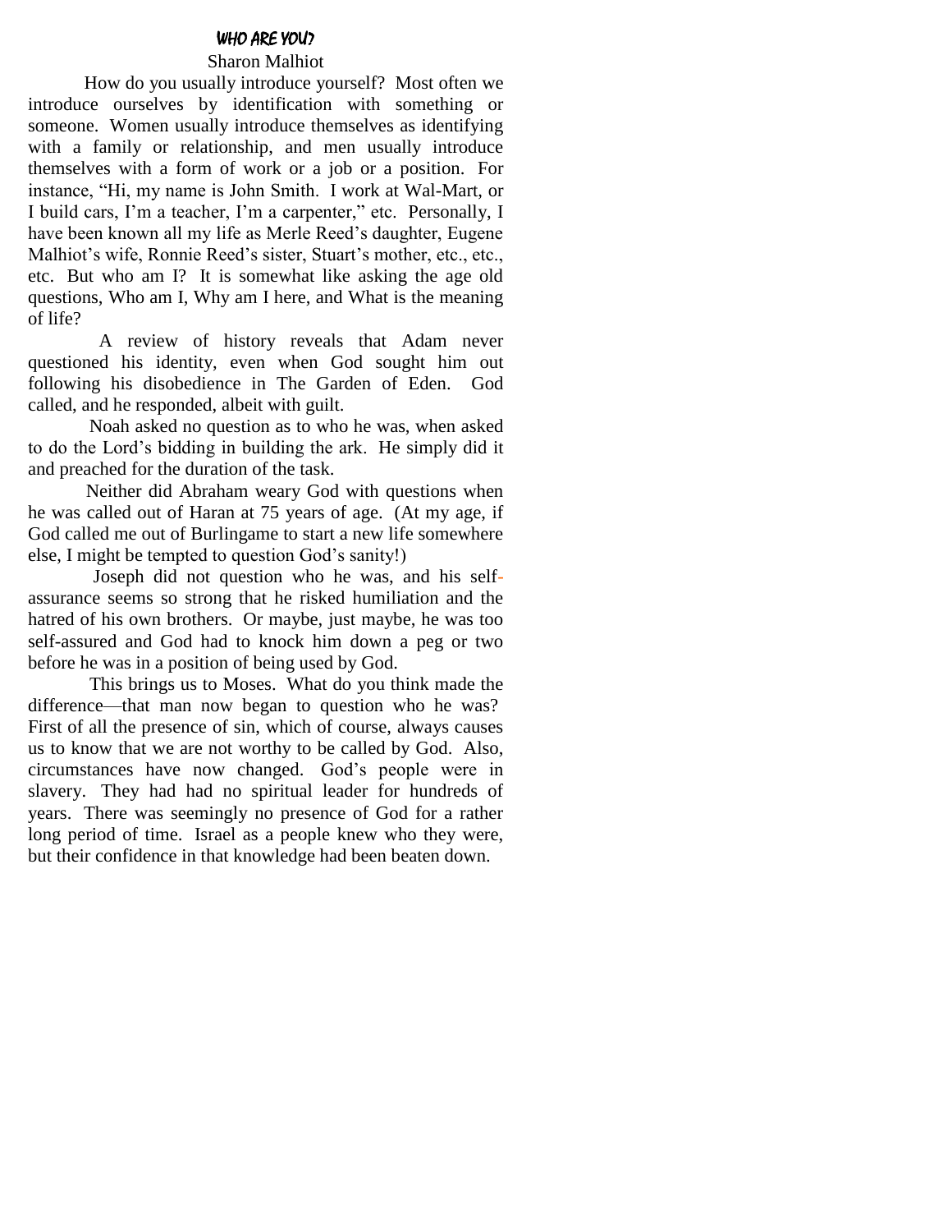# WHO ARE YOU?

Sharon Malhiot

How do you usually introduce yourself? Most often we introduce ourselves by identification with something or someone. Women usually introduce themselves as identifying with a family or relationship, and men usually introduce themselves with a form of work or a job or a position. For instance, “Hi, my name is John Smith. I work at Wal-Mart, or I build cars, I’m a teacher, I’m a carpenter,” etc. Personally, I have been known all my life as Merle Reed’s daughter, Eugene Malhiot’s wife, Ronnie Reed’s sister, Stuart’s mother, etc., etc., etc. But who am I? It is somewhat like asking the age old questions, Who am I, Why am I here, and What is the meaning of life?

A review of history reveals that Adam never questioned his identity, even when God sought him out following his disobedience in The Garden of Eden. God called, and he responded, albeit with guilt.

Noah asked no question as to who he was, when asked to do the Lord’s bidding in building the ark. He simply did it and preached for the duration of the task.

Neither did Abraham weary God with questions when he was called out of Haran at 75 years of age. (At my age, if God called me out of Burlingame to start a new life somewhere else, I might be tempted to question God’s sanity!)

Joseph did not question who he was, and his self-assurance seems so strong that he risked humiliation and the hatred of his own brothers. Or maybe, just maybe, he was too self-assured and God had to knock him down a peg or two before he was in a position of being used by God.

This brings us to Moses. What do you think made the difference—that man now began to question who he was? First of all the presence of sin, which of course, always causes us to know that we are not worthy to be called by God. Also, circumstances have now changed. God’s people were in slavery. They had had no spiritual leader for hundreds of years. There was seemingly no presence of God for a rather long period of time. Israel as a people knew who they were, but their confidence in that knowledge had been beaten down.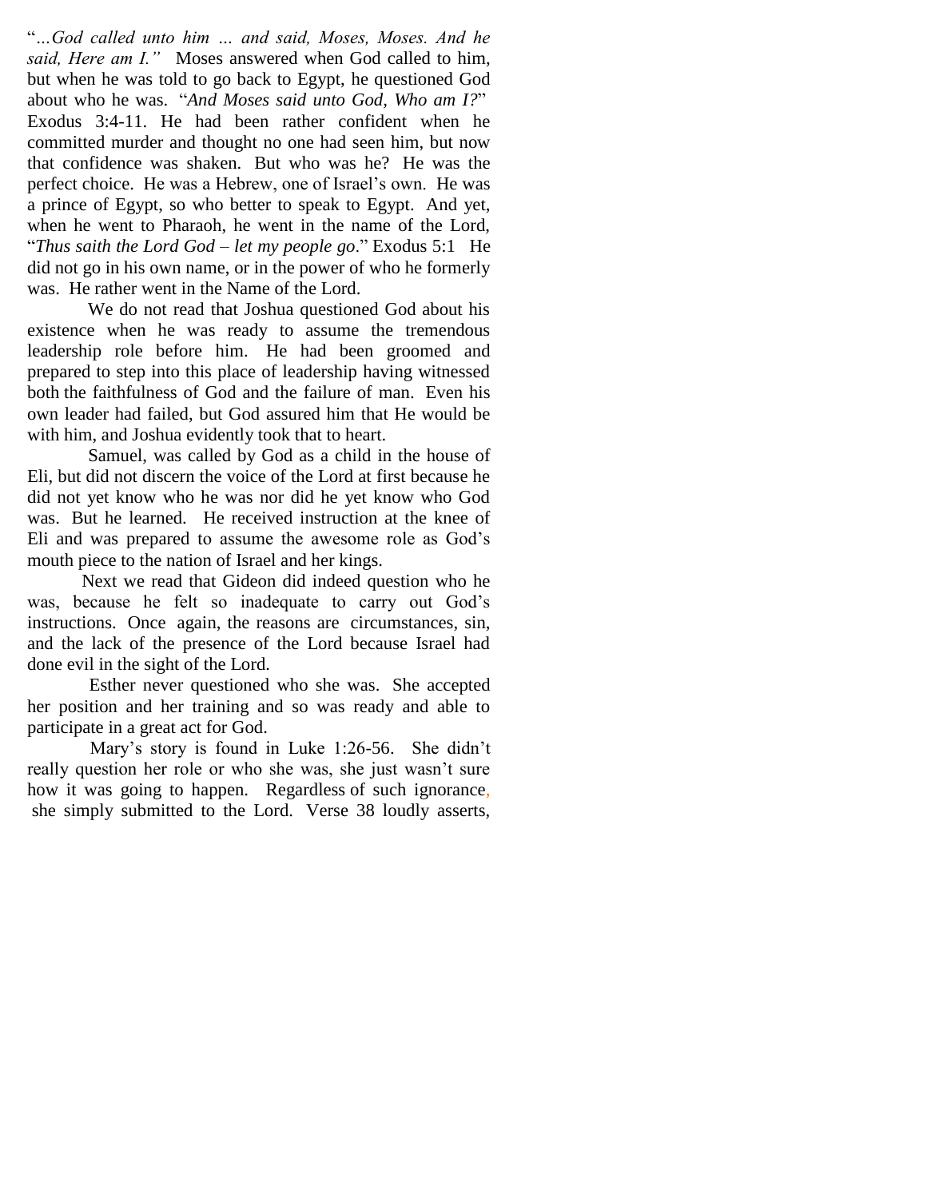"*…God called unto him … and said, Moses, Moses. And he said, Here am I."* Moses answered when God called to him, but when he was told to go back to Egypt, he questioned God about who he was. "*And Moses said unto God, Who am I?*" Exodus 3:4-11. He had been rather confident when he committed murder and thought no one had seen him, but now that confidence was shaken. But who was he? He was the perfect choice. He was a Hebrew, one of Israel's own. He was a prince of Egypt, so who better to speak to Egypt. And yet, when he went to Pharaoh, he went in the name of the Lord, "*Thus saith the Lord God – let my people go*." Exodus 5:1 He did not go in his own name, or in the power of who he formerly was. He rather went in the Name of the Lord.

We do not read that Joshua questioned God about his existence when he was ready to assume the tremendous leadership role before him. He had been groomed and prepared to step into this place of leadership having witnessed both the faithfulness of God and the failure of man. Even his own leader had failed, but God assured him that He would be with him, and Joshua evidently took that to heart.

Samuel, was called by God as a child in the house of Eli, but did not discern the voice of the Lord at first because he did not yet know who he was nor did he yet know who God was. But he learned. He received instruction at the knee of Eli and was prepared to assume the awesome role as God's mouth piece to the nation of Israel and her kings.

Next we read that Gideon did indeed question who he was, because he felt so inadequate to carry out God's instructions. Once again, the reasons are circumstances, sin, and the lack of the presence of the Lord because Israel had done evil in the sight of the Lord.

Esther never questioned who she was. She accepted her position and her training and so was ready and able to participate in a great act for God.

Mary's story is found in Luke 1:26-56. She didn't really question her role or who she was, she just wasn't sure how it was going to happen. Regardless of such ignorance, she simply submitted to the Lord. Verse 38 loudly asserts,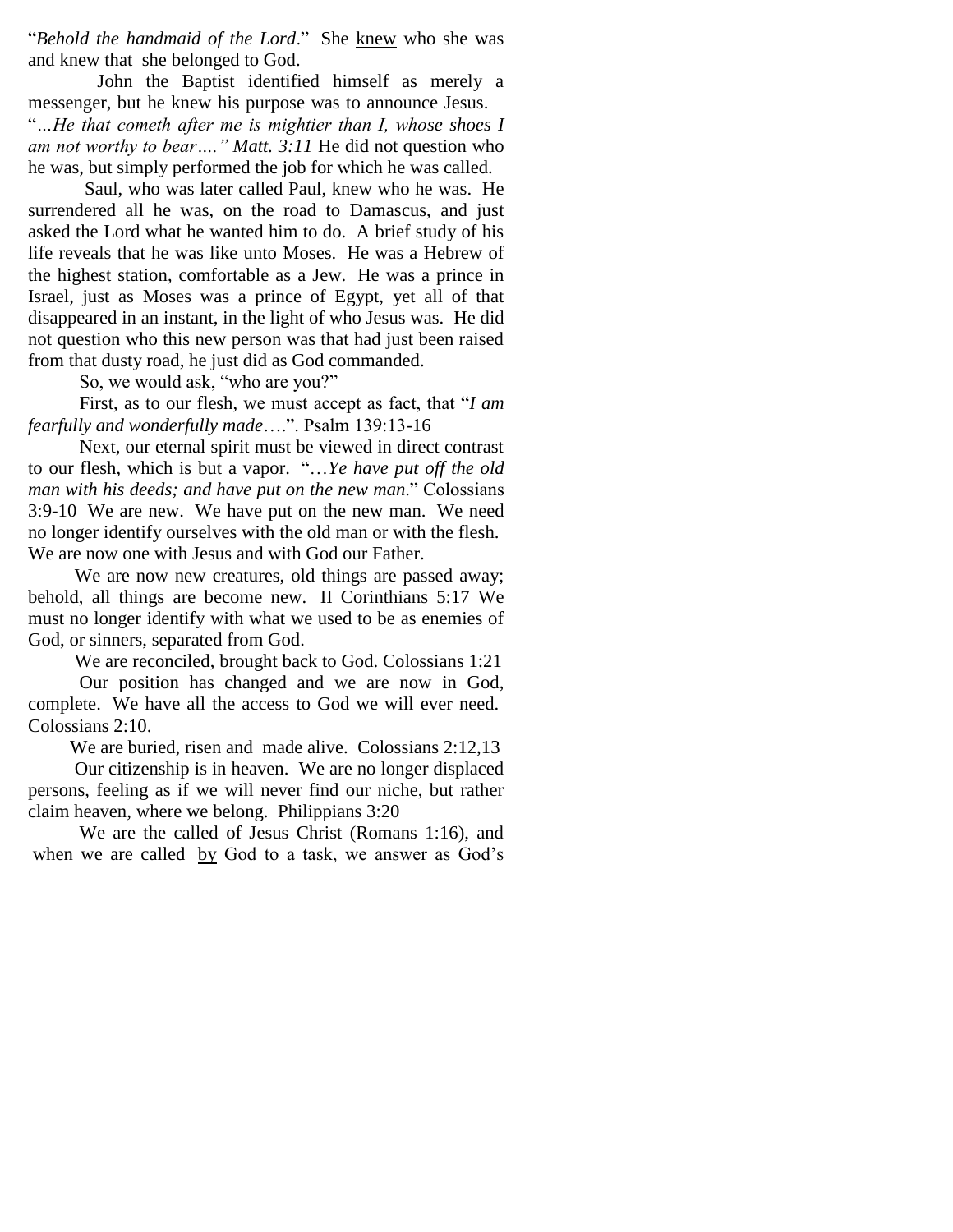"*Behold the handmaid of the Lord*." She <u>knew</u> who she was and knew that she belonged to God.

John the Baptist identified himself as merely a messenger, but he knew his purpose was to announce Jesus. "*...He that cometh after me is mightier than I, whose shoes I am not worthy to bear...." Matt. 3:11* He did not question who he was, but simply performed the job for which he was called.

Saul, who was later called Paul, knew who he was. He surrendered all he was, on the road to Damascus, and just asked the Lord what he wanted him to do. A brief study of his life reveals that he was like unto Moses. He was a Hebrew of the highest station, comfortable as a Jew. He was a prince in Israel, just as Moses was a prince of Egypt, yet all of that disappeared in an instant, in the light of who Jesus was. He did not question who this new person was that had just been raised from that dusty road, he just did as God commanded.

So, we would ask, "who are you?"

First, as to our flesh, we must accept as fact, that "*I am fearfully and wonderfully made*....". Psalm 139:13-16

Next, our eternal spirit must be viewed in direct contrast to our flesh, which is but a vapor. "...*Ye have put off the old man with his deeds; and have put on the new man*." Colossians 3:9-10 We are new. We have put on the new man. We need no longer identify ourselves with the old man or with the flesh. We are now one with Jesus and with God our Father.

We are now new creatures, old things are passed away; behold, all things are become new. II Corinthians 5:17 We must no longer identify with what we used to be as enemies of God, or sinners, separated from God.

We are reconciled, brought back to God. Colossians 1:21

Our position has changed and we are now in God, complete. We have all the access to God we will ever need. Colossians 2:10.

We are buried, risen and made alive. Colossians 2:12,13

Our citizenship is in heaven. We are no longer displaced persons, feeling as if we will never find our niche, but rather claim heaven, where we belong. Philippians 3:20

We are the called of Jesus Christ (Romans 1:16), and when we are called <u>by</u> God to a task, we answer as God's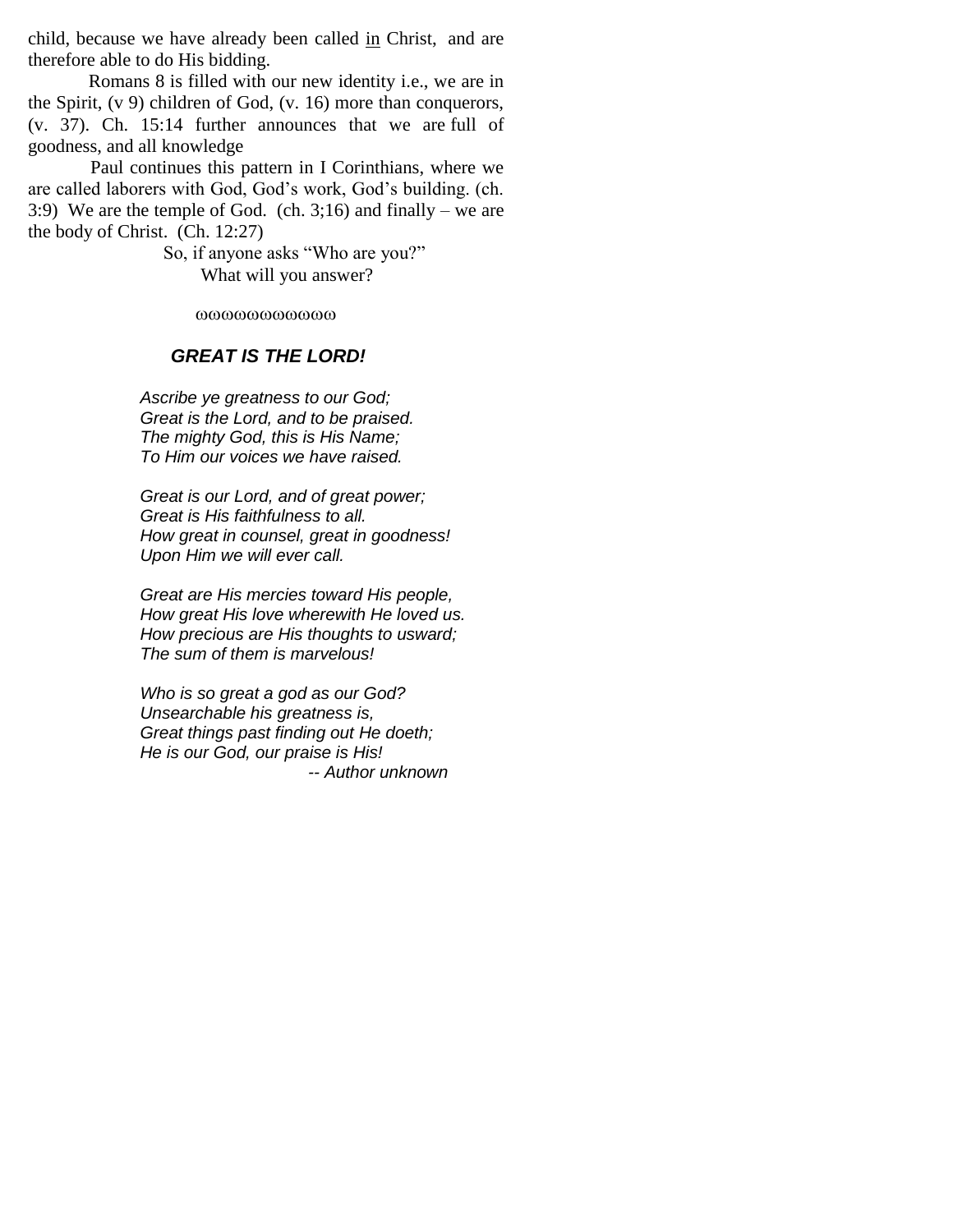child, because we have already been called <u>in</u> Christ, and are therefore able to do His bidding.

Romans 8 is filled with our new identity i.e., we are in the Spirit, (v 9) children of God, (v. 16) more than conquerors, (v. 37). Ch. 15:14 further announces that we are full of goodness, and all knowledge

Paul continues this pattern in I Corinthians, where we are called laborers with God, God's work, God's building. (ch. 3:9) We are the temple of God. (ch. 3;16) and finally – we are the body of Christ. (Ch. 12:27)

So, if anyone asks "Who are you?"
What will you answer?

ωωωωωωωωωωω

### *GREAT IS THE LORD!*

*Ascribe ye greatness to our God;*
*Great is the Lord, and to be praised.*
*The mighty God, this is His Name;*
*To Him our voices we have raised.*

*Great is our Lord, and of great power;*
*Great is His faithfulness to all.*
*How great in counsel, great in goodness!*
*Upon Him we will ever call.*

*Great are His mercies toward His people,*
*How great His love wherewith He loved us.*
*How precious are His thoughts to usward;*
*The sum of them is marvelous!*

*Who is so great a god as our God?*
*Unsearchable his greatness is,*
*Great things past finding out He doeth;*
*He is our God, our praise is His!*

*-- Author unknown*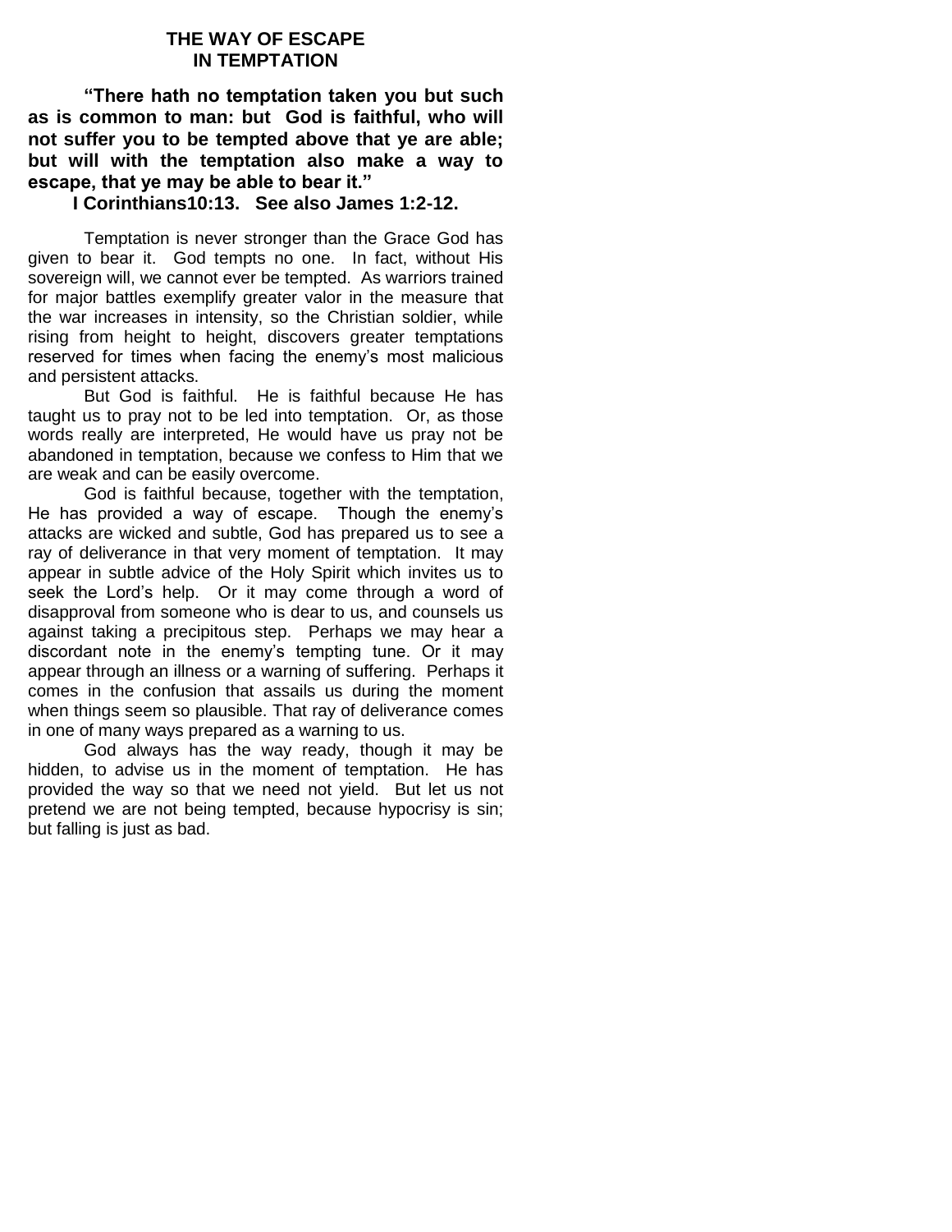# THE WAY OF ESCAPE IN TEMPTATION

**"There hath no temptation taken you but such as is common to man: but God is faithful, who will not suffer you to be tempted above that ye are able; but will with the temptation also make a way to escape, that ye may be able to bear it."**

**I Corinthians10:13. See also James 1:2-12.**

Temptation is never stronger than the Grace God has given to bear it. God tempts no one. In fact, without His sovereign will, we cannot ever be tempted. As warriors trained for major battles exemplify greater valor in the measure that the war increases in intensity, so the Christian soldier, while rising from height to height, discovers greater temptations reserved for times when facing the enemy's most malicious and persistent attacks.

But God is faithful. He is faithful because He has taught us to pray not to be led into temptation. Or, as those words really are interpreted, He would have us pray not be abandoned in temptation, because we confess to Him that we are weak and can be easily overcome.

God is faithful because, together with the temptation, He has provided a way of escape. Though the enemy's attacks are wicked and subtle, God has prepared us to see a ray of deliverance in that very moment of temptation. It may appear in subtle advice of the Holy Spirit which invites us to seek the Lord's help. Or it may come through a word of disapproval from someone who is dear to us, and counsels us against taking a precipitous step. Perhaps we may hear a discordant note in the enemy's tempting tune. Or it may appear through an illness or a warning of suffering. Perhaps it comes in the confusion that assails us during the moment when things seem so plausible. That ray of deliverance comes in one of many ways prepared as a warning to us.

God always has the way ready, though it may be hidden, to advise us in the moment of temptation. He has provided the way so that we need not yield. But let us not pretend we are not being tempted, because hypocrisy is sin; but falling is just as bad.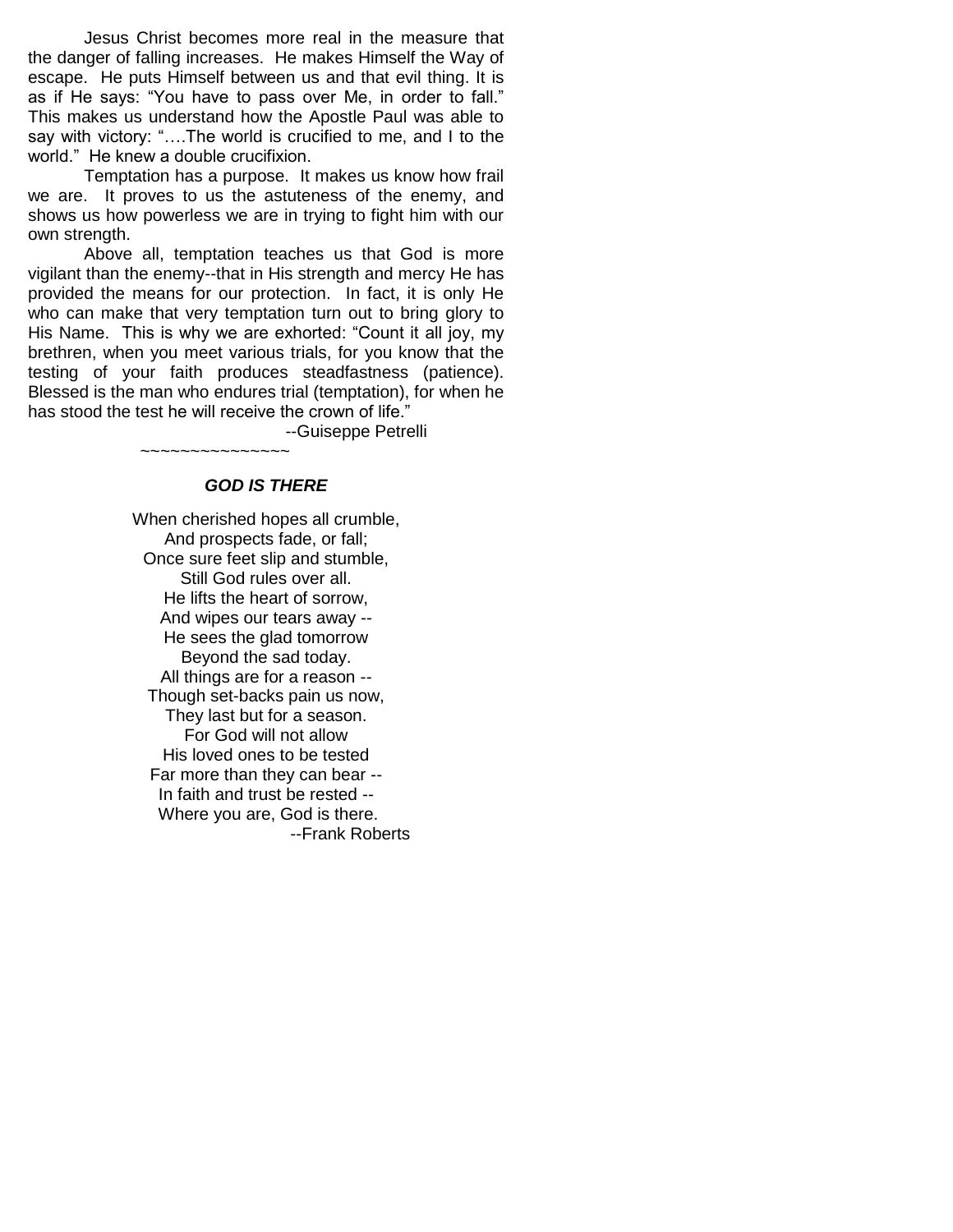Jesus Christ becomes more real in the measure that the danger of falling increases. He makes Himself the Way of escape. He puts Himself between us and that evil thing. It is as if He says: "You have to pass over Me, in order to fall." This makes us understand how the Apostle Paul was able to say with victory: "….The world is crucified to me, and I to the world." He knew a double crucifixion.

Temptation has a purpose. It makes us know how frail we are. It proves to us the astuteness of the enemy, and shows us how powerless we are in trying to fight him with our own strength.

Above all, temptation teaches us that God is more vigilant than the enemy--that in His strength and mercy He has provided the means for our protection. In fact, it is only He who can make that very temptation turn out to bring glory to His Name. This is why we are exhorted: "Count it all joy, my brethren, when you meet various trials, for you know that the testing of your faith produces steadfastness (patience). Blessed is the man who endures trial (temptation), for when he has stood the test he will receive the crown of life."

--Guiseppe Petrelli

~~~~~~~~~~~~~~~

***GOD IS THERE***

When cherished hopes all crumble,
And prospects fade, or fall;
Once sure feet slip and stumble,
Still God rules over all.
He lifts the heart of sorrow,
And wipes our tears away --
He sees the glad tomorrow
Beyond the sad today.
All things are for a reason --
Though set-backs pain us now,
They last but for a season.
For God will not allow
His loved ones to be tested
Far more than they can bear --
In faith and trust be rested --
Where you are, God is there.

--Frank Roberts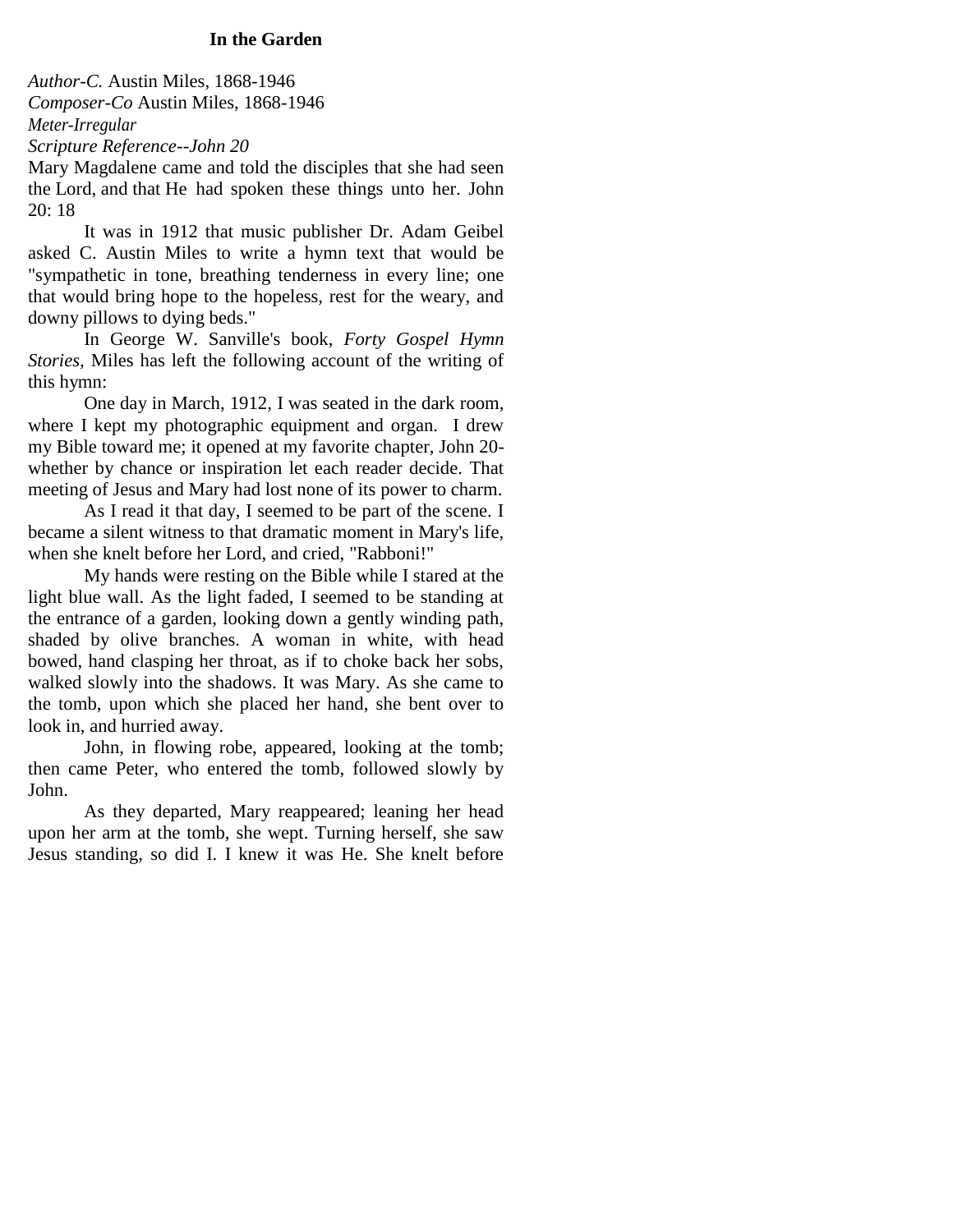# In the Garden

*Author-C.* Austin Miles, 1868-1946
*Composer-Co* Austin Miles, 1868-1946
*Meter-Irregular*
*Scripture Reference--John 20*

Mary Magdalene came and told the disciples that she had seen the Lord, and that He had spoken these things unto her. John 20: 18

It was in 1912 that music publisher Dr. Adam Geibel asked C. Austin Miles to write a hymn text that would be "sympathetic in tone, breathing tenderness in every line; one that would bring hope to the hopeless, rest for the weary, and downy pillows to dying beds."

In George W. Sanville's book, *Forty Gospel Hymn Stories,* Miles has left the following account of the writing of this hymn:

One day in March, 1912, I was seated in the dark room, where I kept my photographic equipment and organ. I drew my Bible toward me; it opened at my favorite chapter, John 20- whether by chance or inspiration let each reader decide. That meeting of Jesus and Mary had lost none of its power to charm.

As I read it that day, I seemed to be part of the scene. I became a silent witness to that dramatic moment in Mary's life, when she knelt before her Lord, and cried, "Rabboni!"

My hands were resting on the Bible while I stared at the light blue wall. As the light faded, I seemed to be standing at the entrance of a garden, looking down a gently winding path, shaded by olive branches. A woman in white, with head bowed, hand clasping her throat, as if to choke back her sobs, walked slowly into the shadows. It was Mary. As she came to the tomb, upon which she placed her hand, she bent over to look in, and hurried away.

John, in flowing robe, appeared, looking at the tomb; then came Peter, who entered the tomb, followed slowly by John.

As they departed, Mary reappeared; leaning her head upon her arm at the tomb, she wept. Turning herself, she saw Jesus standing, so did I. I knew it was He. She knelt before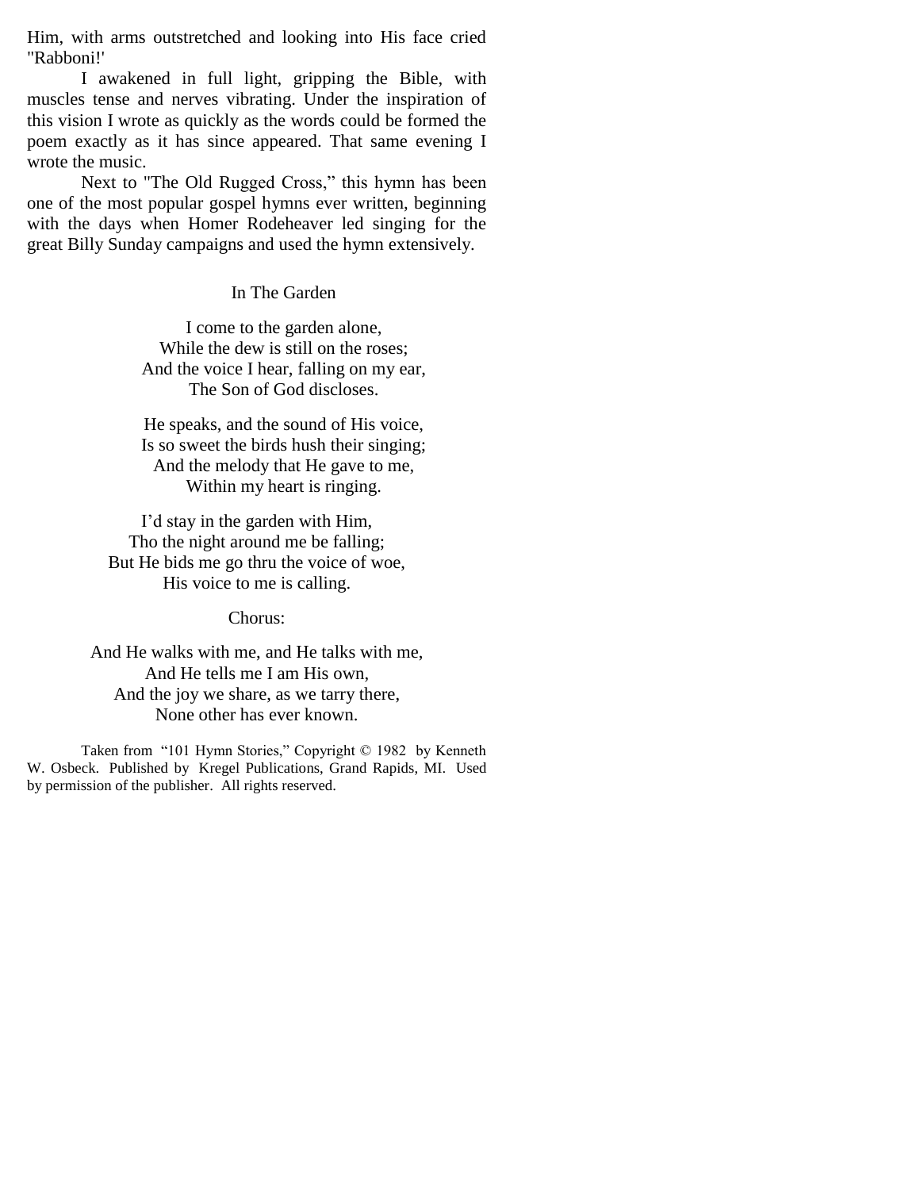Him, with arms outstretched and looking into His face cried "Rabboni!'

I awakened in full light, gripping the Bible, with muscles tense and nerves vibrating. Under the inspiration of this vision I wrote as quickly as the words could be formed the poem exactly as it has since appeared. That same evening I wrote the music.

Next to "The Old Rugged Cross," this hymn has been one of the most popular gospel hymns ever written, beginning with the days when Homer Rodeheaver led singing for the great Billy Sunday campaigns and used the hymn extensively.

In The Garden

I come to the garden alone,
While the dew is still on the roses;
And the voice I hear, falling on my ear,
The Son of God discloses.

He speaks, and the sound of His voice,
Is so sweet the birds hush their singing;
And the melody that He gave to me,
Within my heart is ringing.

I'd stay in the garden with Him,
Tho the night around me be falling;
But He bids me go thru the voice of woe,
His voice to me is calling.

Chorus:

And He walks with me, and He talks with me,
And He tells me I am His own,
And the joy we share, as we tarry there,
None other has ever known.

Taken from "101 Hymn Stories," Copyright © 1982 by Kenneth W. Osbeck. Published by Kregel Publications, Grand Rapids, MI. Used by permission of the publisher. All rights reserved.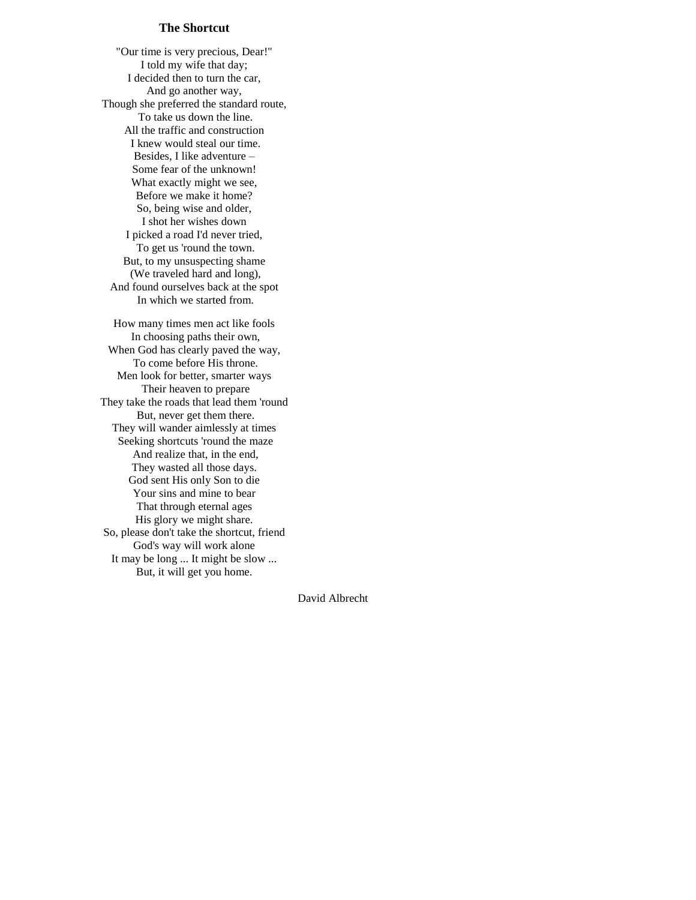## The Shortcut

"Our time is very precious, Dear!"
I told my wife that day;
I decided then to turn the car,
And go another way,
Though she preferred the standard route,
To take us down the line.
All the traffic and construction
I knew would steal our time.
Besides, I like adventure –
Some fear of the unknown!
What exactly might we see,
Before we make it home?
So, being wise and older,
I shot her wishes down
I picked a road I'd never tried,
To get us 'round the town.
But, to my unsuspecting shame
(We traveled hard and long),
And found ourselves back at the spot
In which we started from.

How many times men act like fools
In choosing paths their own,
When God has clearly paved the way,
To come before His throne.
Men look for better, smarter ways
Their heaven to prepare
They take the roads that lead them 'round
But, never get them there.
They will wander aimlessly at times
Seeking shortcuts 'round the maze
And realize that, in the end,
They wasted all those days.
God sent His only Son to die
Your sins and mine to bear
That through eternal ages
His glory we might share.
So, please don't take the shortcut, friend
God's way will work alone
It may be long ... It might be slow ...
But, it will get you home.

David Albrecht